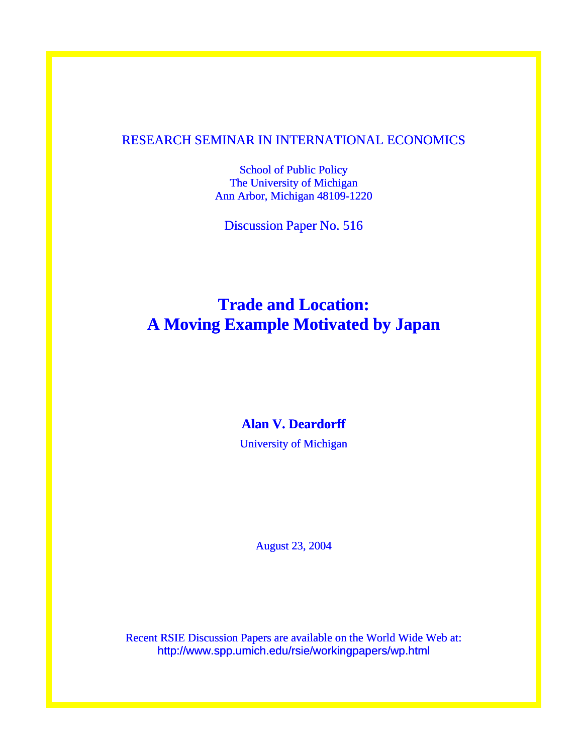RESEARCH SEMINAR IN INTERNATIONAL ECONOMICS

School of Public Policy
The University of Michigan
Ann Arbor, Michigan 48109-1220

Discussion Paper No. 516

# Trade and Location: A Moving Example Motivated by Japan

**Alan V. Deardorff**

University of Michigan

August 23, 2004

Recent RSIE Discussion Papers are available on the World Wide Web at:
http://www.spp.umich.edu/rsie/workingpapers/wp.html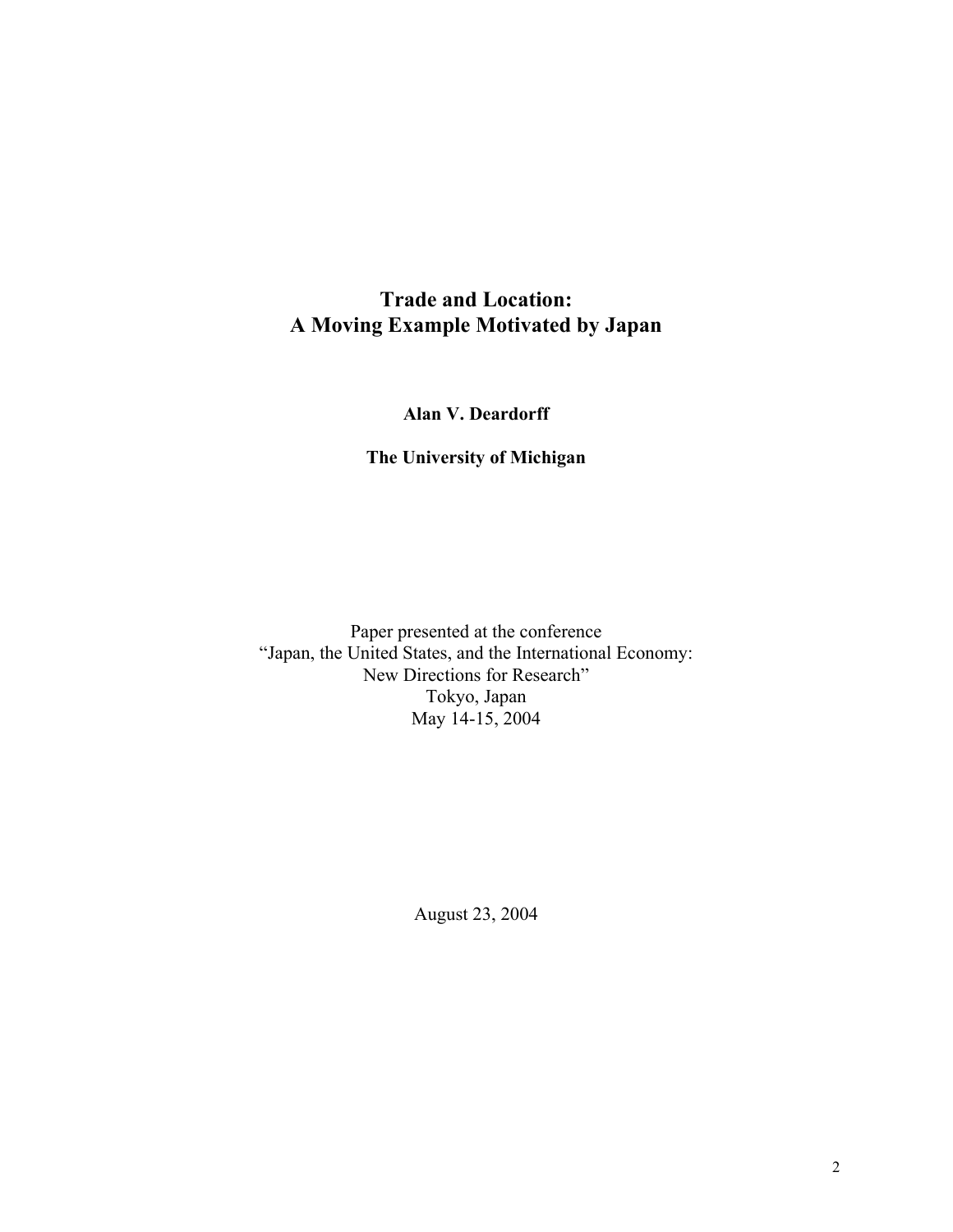# Trade and Location:
# A Moving Example Motivated by Japan

**Alan V. Deardorff**

**The University of Michigan**

Paper presented at the conference
"Japan, the United States, and the International Economy:
New Directions for Research"
Tokyo, Japan
May 14-15, 2004

August 23, 2004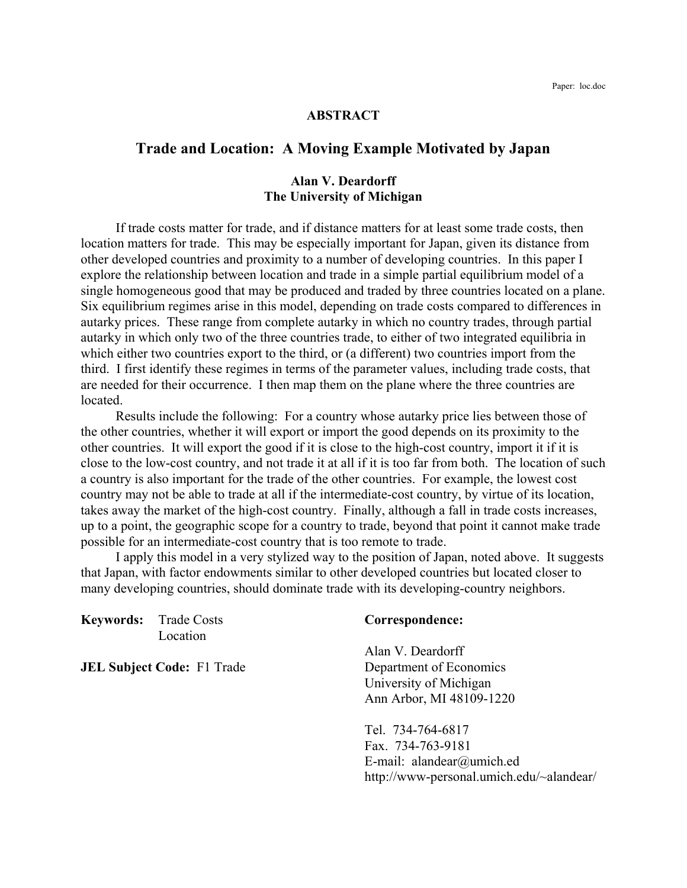Paper: loc.doc

## ABSTRACT

# Trade and Location: A Moving Example Motivated by Japan

**Alan V. Deardorff**
**The University of Michigan**

If trade costs matter for trade, and if distance matters for at least some trade costs, then location matters for trade. This may be especially important for Japan, given its distance from other developed countries and proximity to a number of developing countries. In this paper I explore the relationship between location and trade in a simple partial equilibrium model of a single homogeneous good that may be produced and traded by three countries located on a plane. Six equilibrium regimes arise in this model, depending on trade costs compared to differences in autarky prices. These range from complete autarky in which no country trades, through partial autarky in which only two of the three countries trade, to either of two integrated equilibria in which either two countries export to the third, or (a different) two countries import from the third. I first identify these regimes in terms of the parameter values, including trade costs, that are needed for their occurrence. I then map them on the plane where the three countries are located.

Results include the following: For a country whose autarky price lies between those of the other countries, whether it will export or import the good depends on its proximity to the other countries. It will export the good if it is close to the high-cost country, import it if it is close to the low-cost country, and not trade it at all if it is too far from both. The location of such a country is also important for the trade of the other countries. For example, the lowest cost country may not be able to trade at all if the intermediate-cost country, by virtue of its location, takes away the market of the high-cost country. Finally, although a fall in trade costs increases, up to a point, the geographic scope for a country to trade, beyond that point it cannot make trade possible for an intermediate-cost country that is too remote to trade.

I apply this model in a very stylized way to the position of Japan, noted above. It suggests that Japan, with factor endowments similar to other developed countries but located closer to many developing countries, should dominate trade with its developing-country neighbors.

**Keywords:** Trade Costs
Location

**JEL Subject Code:** F1 Trade

**Correspondence:**

Alan V. Deardorff
Department of Economics
University of Michigan
Ann Arbor, MI 48109-1220

Tel. 734-764-6817
Fax. 734-763-9181
E-mail: alandear@umich.ed
http://www-personal.umich.edu/~alandear/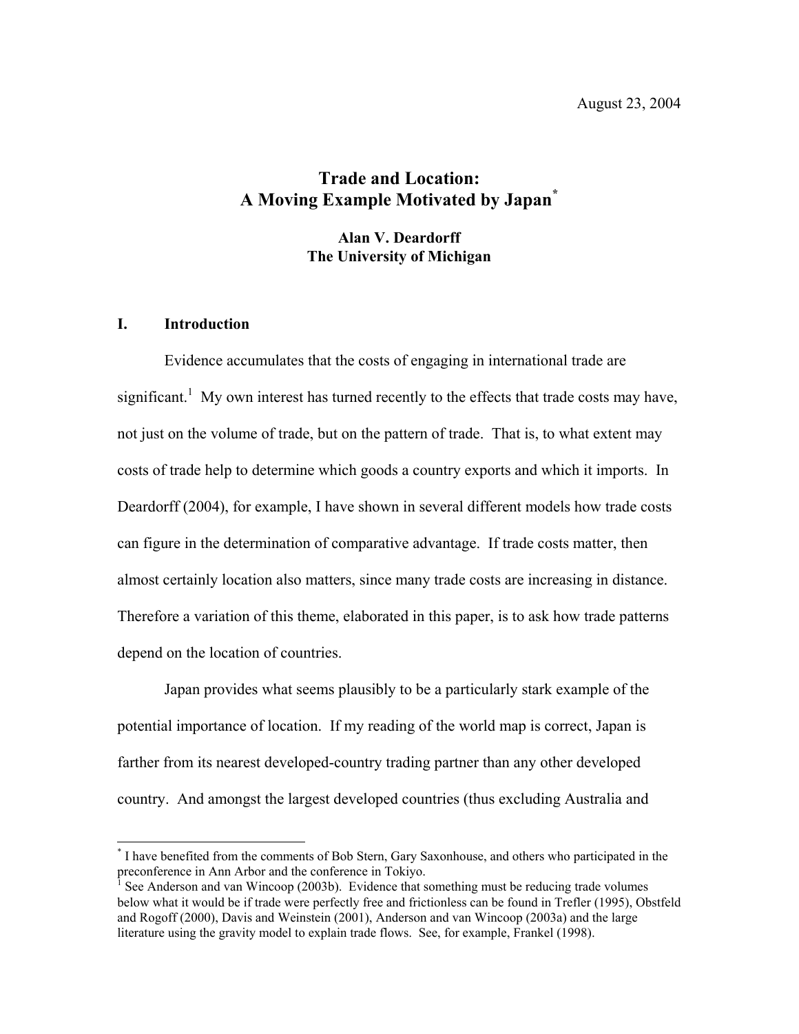August 23, 2004

# Trade and Location:
# A Moving Example Motivated by Japan[*]

**Alan V. Deardorff**
**The University of Michigan**

## I. Introduction

Evidence accumulates that the costs of engaging in international trade are significant.[1] My own interest has turned recently to the effects that trade costs may have, not just on the volume of trade, but on the pattern of trade. That is, to what extent may costs of trade help to determine which goods a country exports and which it imports. In Deardorff (2004), for example, I have shown in several different models how trade costs can figure in the determination of comparative advantage. If trade costs matter, then almost certainly location also matters, since many trade costs are increasing in distance. Therefore a variation of this theme, elaborated in this paper, is to ask how trade patterns depend on the location of countries.

Japan provides what seems plausibly to be a particularly stark example of the potential importance of location. If my reading of the world map is correct, Japan is farther from its nearest developed-country trading partner than any other developed country. And amongst the largest developed countries (thus excluding Australia and

---

[*] I have benefited from the comments of Bob Stern, Gary Saxonhouse, and others who participated in the preconference in Ann Arbor and the conference in Tokiyo.

[1] See Anderson and van Wincoop (2003b). Evidence that something must be reducing trade volumes below what it would be if trade were perfectly free and frictionless can be found in Trefler (1995), Obstfeld and Rogoff (2000), Davis and Weinstein (2001), Anderson and van Wincoop (2003a) and the large literature using the gravity model to explain trade flows. See, for example, Frankel (1998).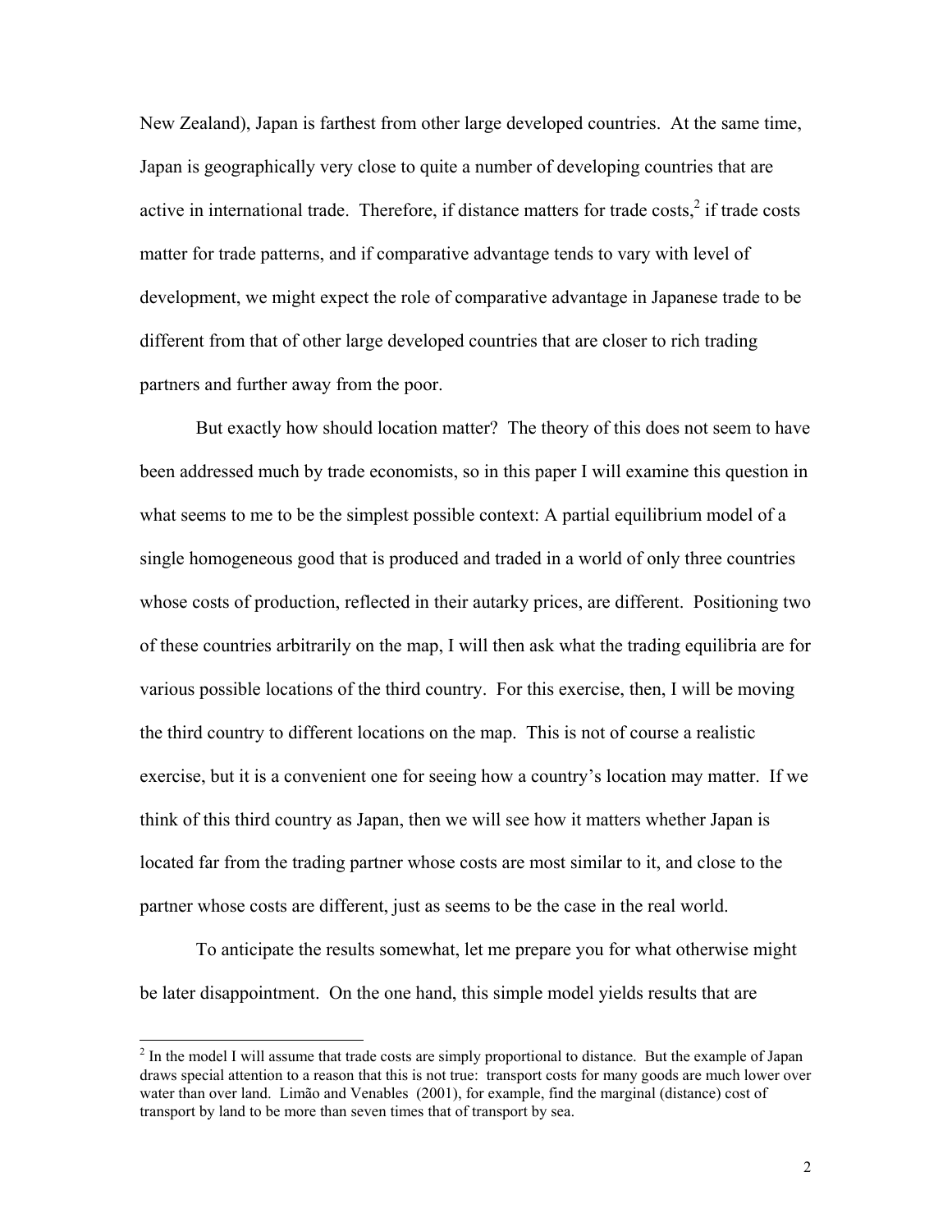New Zealand), Japan is farthest from other large developed countries. At the same time, Japan is geographically very close to quite a number of developing countries that are active in international trade. Therefore, if distance matters for trade costs,[2] if trade costs matter for trade patterns, and if comparative advantage tends to vary with level of development, we might expect the role of comparative advantage in Japanese trade to be different from that of other large developed countries that are closer to rich trading partners and further away from the poor.

But exactly how should location matter? The theory of this does not seem to have been addressed much by trade economists, so in this paper I will examine this question in what seems to me to be the simplest possible context: A partial equilibrium model of a single homogeneous good that is produced and traded in a world of only three countries whose costs of production, reflected in their autarky prices, are different. Positioning two of these countries arbitrarily on the map, I will then ask what the trading equilibria are for various possible locations of the third country. For this exercise, then, I will be moving the third country to different locations on the map. This is not of course a realistic exercise, but it is a convenient one for seeing how a country's location may matter. If we think of this third country as Japan, then we will see how it matters whether Japan is located far from the trading partner whose costs are most similar to it, and close to the partner whose costs are different, just as seems to be the case in the real world.

To anticipate the results somewhat, let me prepare you for what otherwise might be later disappointment. On the one hand, this simple model yields results that are

[2] In the model I will assume that trade costs are simply proportional to distance. But the example of Japan draws special attention to a reason that this is not true: transport costs for many goods are much lower over water than over land. Limão and Venables (2001), for example, find the marginal (distance) cost of transport by land to be more than seven times that of transport by sea.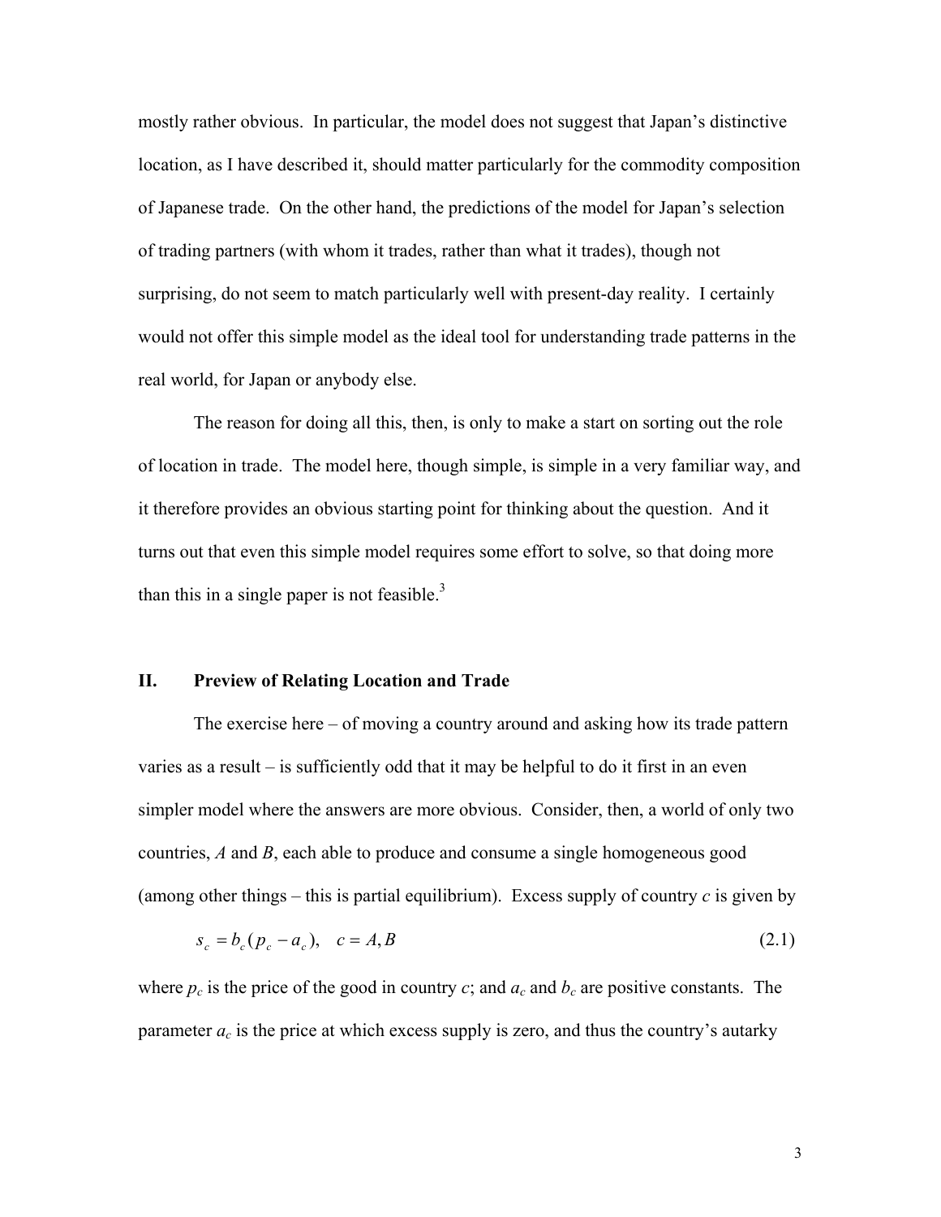mostly rather obvious. In particular, the model does not suggest that Japan's distinctive location, as I have described it, should matter particularly for the commodity composition of Japanese trade. On the other hand, the predictions of the model for Japan's selection of trading partners (with whom it trades, rather than what it trades), though not surprising, do not seem to match particularly well with present-day reality. I certainly would not offer this simple model as the ideal tool for understanding trade patterns in the real world, for Japan or anybody else.

The reason for doing all this, then, is only to make a start on sorting out the role of location in trade. The model here, though simple, is simple in a very familiar way, and it therefore provides an obvious starting point for thinking about the question. And it turns out that even this simple model requires some effort to solve, so that doing more than this in a single paper is not feasible.[3]

## II. Preview of Relating Location and Trade

The exercise here – of moving a country around and asking how its trade pattern varies as a result – is sufficiently odd that it may be helpful to do it first in an even simpler model where the answers are more obvious. Consider, then, a world of only two countries, *A* and *B*, each able to produce and consume a single homogeneous good (among other things – this is partial equilibrium). Excess supply of country *c* is given by

$$s_c = b_c(p_c - a_c), \quad c = A, B \tag{2.1}$$

where $p_c$ is the price of the good in country $c$; and $a_c$ and $b_c$ are positive constants. The parameter $a_c$ is the price at which excess supply is zero, and thus the country's autarky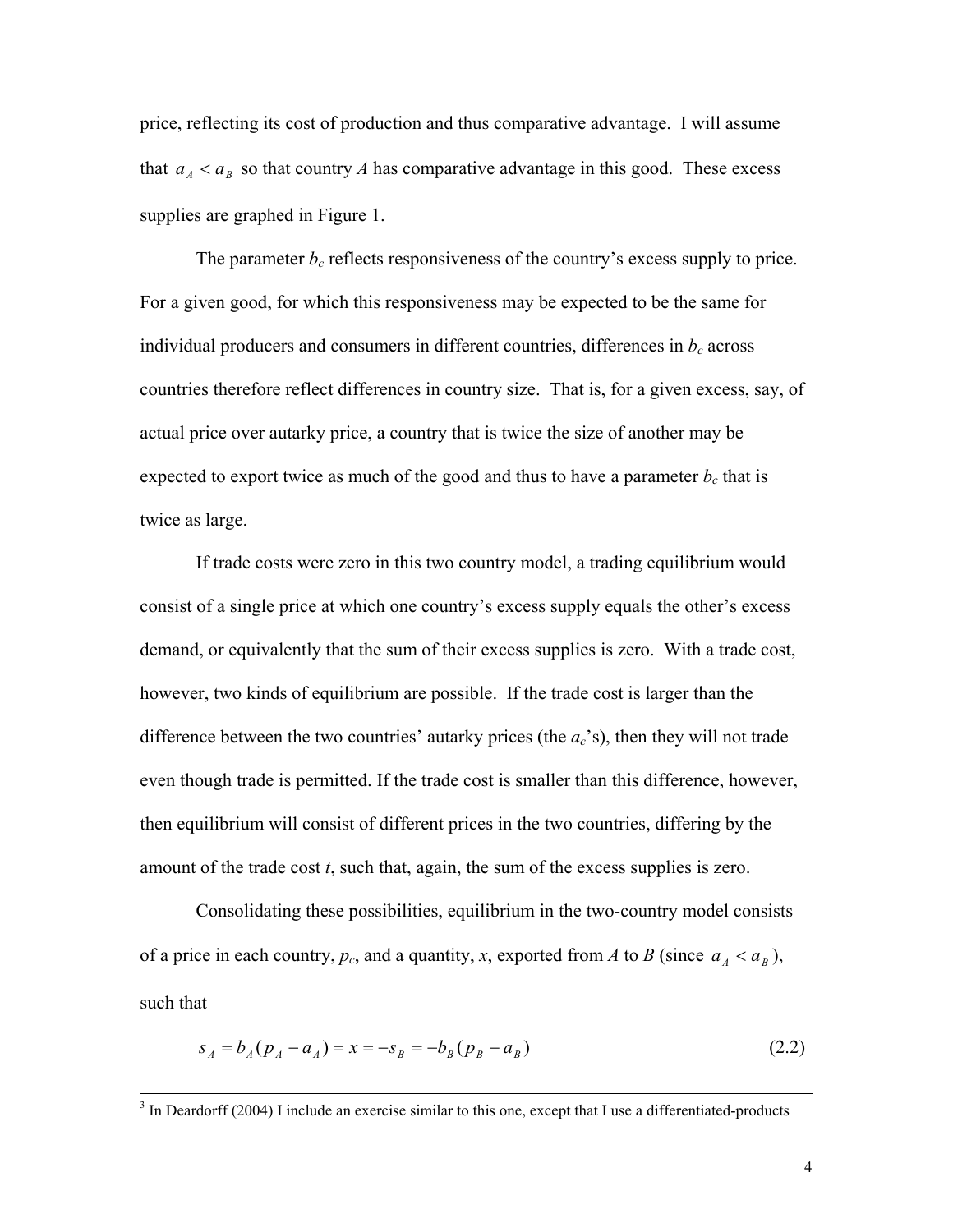price, reflecting its cost of production and thus comparative advantage. I will assume that $a_A < a_B$ so that country *A* has comparative advantage in this good. These excess supplies are graphed in Figure 1.

The parameter $b_c$ reflects responsiveness of the country's excess supply to price. For a given good, for which this responsiveness may be expected to be the same for individual producers and consumers in different countries, differences in $b_c$ across countries therefore reflect differences in country size. That is, for a given excess, say, of actual price over autarky price, a country that is twice the size of another may be expected to export twice as much of the good and thus to have a parameter $b_c$ that is twice as large.

If trade costs were zero in this two country model, a trading equilibrium would consist of a single price at which one country's excess supply equals the other's excess demand, or equivalently that the sum of their excess supplies is zero. With a trade cost, however, two kinds of equilibrium are possible. If the trade cost is larger than the difference between the two countries' autarky prices (the $a_c$'s), then they will not trade even though trade is permitted. If the trade cost is smaller than this difference, however, then equilibrium will consist of different prices in the two countries, differing by the amount of the trade cost *t*, such that, again, the sum of the excess supplies is zero.

Consolidating these possibilities, equilibrium in the two-country model consists of a price in each country, $p_c$, and a quantity, *x*, exported from *A* to *B* (since $a_A < a_B$), such that

$$s_A = b_A(p_A - a_A) = x = -s_B = -b_B(p_B - a_B) \tag{2.2}$$

[3] In Deardorff (2004) I include an exercise similar to this one, except that I use a differentiated-products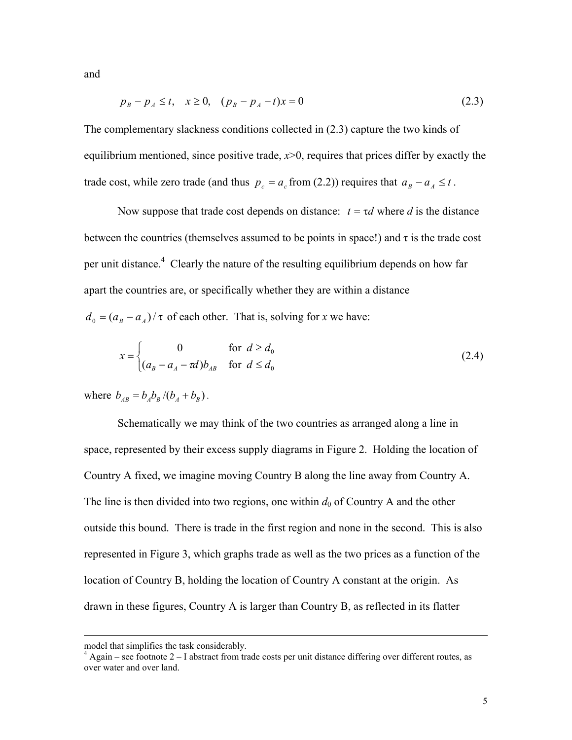and

$$p_B - p_A \le t, \quad x \ge 0, \quad (p_B - p_A - t)x = 0 \tag{2.3}$$

The complementary slackness conditions collected in (2.3) capture the two kinds of equilibrium mentioned, since positive trade, $x>0$, requires that prices differ by exactly the trade cost, while zero trade (and thus $p_c = a_c$ from (2.2)) requires that $a_B - a_A \le t$.

Now suppose that trade cost depends on distance: $t = \tau d$ where $d$ is the distance between the countries (themselves assumed to be points in space!) and $\tau$ is the trade cost per unit distance.[4] Clearly the nature of the resulting equilibrium depends on how far apart the countries are, or specifically whether they are within a distance $d_0 = (a_B - a_A)/\tau$ of each other. That is, solving for $x$ we have:

$$x = \begin{cases} 0 & \text{for } d \ge d_0 \\ (a_B - a_A - \tau d)b_{AB} & \text{for } d \le d_0 \end{cases} \tag{2.4}$$

where $b_{AB} = b_A b_B/(b_A + b_B)$.

Schematically we may think of the two countries as arranged along a line in space, represented by their excess supply diagrams in Figure 2. Holding the location of Country A fixed, we imagine moving Country B along the line away from Country A. The line is then divided into two regions, one within $d_0$ of Country A and the other outside this bound. There is trade in the first region and none in the second. This is also represented in Figure 3, which graphs trade as well as the two prices as a function of the location of Country B, holding the location of Country A constant at the origin. As drawn in these figures, Country A is larger than Country B, as reflected in its flatter

---

model that simplifies the task considerably.

[4] Again – see footnote 2 – I abstract from trade costs per unit distance differing over different routes, as over water and over land.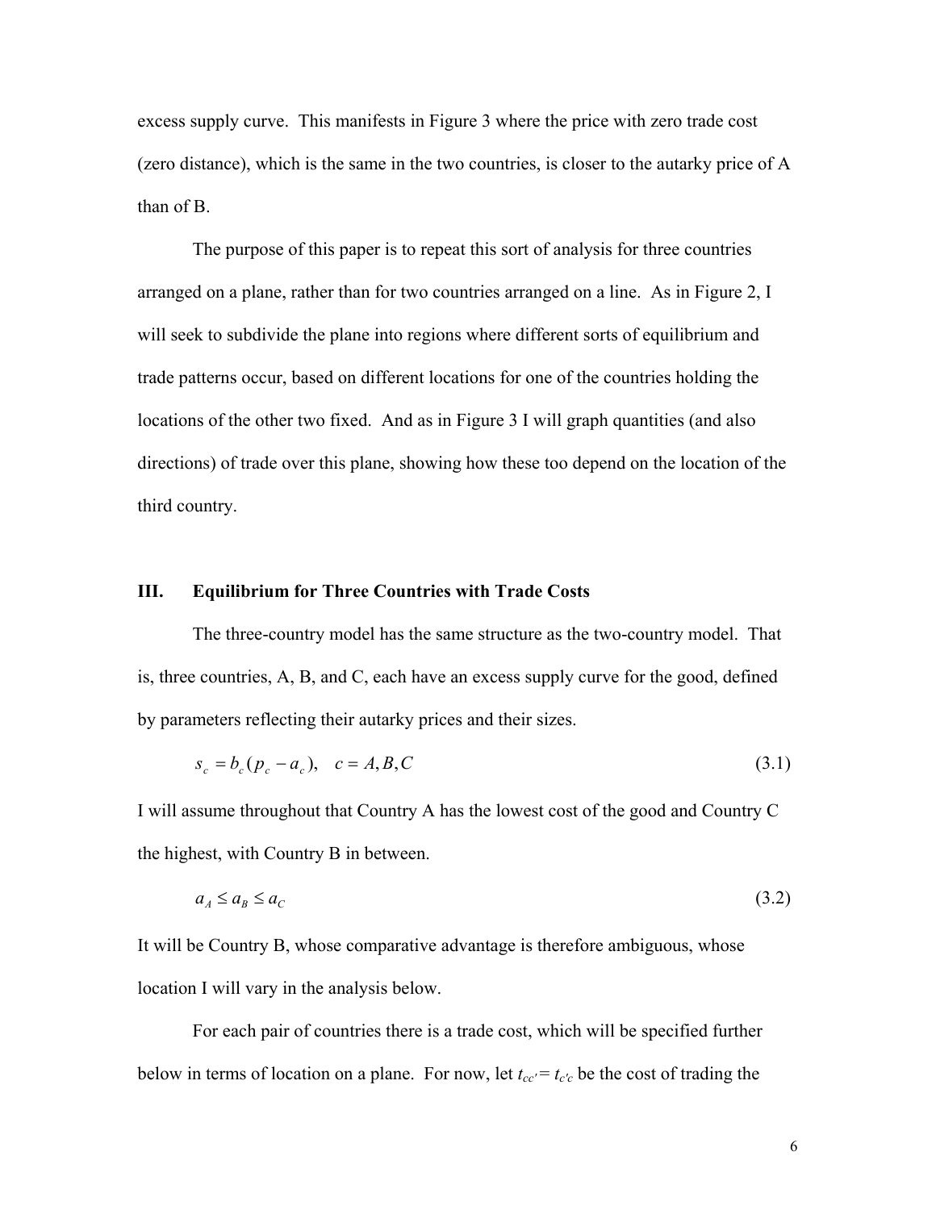excess supply curve. This manifests in Figure 3 where the price with zero trade cost (zero distance), which is the same in the two countries, is closer to the autarky price of A than of B.

The purpose of this paper is to repeat this sort of analysis for three countries arranged on a plane, rather than for two countries arranged on a line. As in Figure 2, I will seek to subdivide the plane into regions where different sorts of equilibrium and trade patterns occur, based on different locations for one of the countries holding the locations of the other two fixed. And as in Figure 3 I will graph quantities (and also directions) of trade over this plane, showing how these too depend on the location of the third country.

## III. Equilibrium for Three Countries with Trade Costs

The three-country model has the same structure as the two-country model. That is, three countries, A, B, and C, each have an excess supply curve for the good, defined by parameters reflecting their autarky prices and their sizes.

$$s_c = b_c(p_c - a_c), \quad c = A, B, C \tag{3.1}$$

I will assume throughout that Country A has the lowest cost of the good and Country C the highest, with Country B in between.

$$a_A \leq a_B \leq a_C \tag{3.2}$$

It will be Country B, whose comparative advantage is therefore ambiguous, whose location I will vary in the analysis below.

For each pair of countries there is a trade cost, which will be specified further below in terms of location on a plane. For now, let $t_{cc'} = t_{c'c}$ be the cost of trading the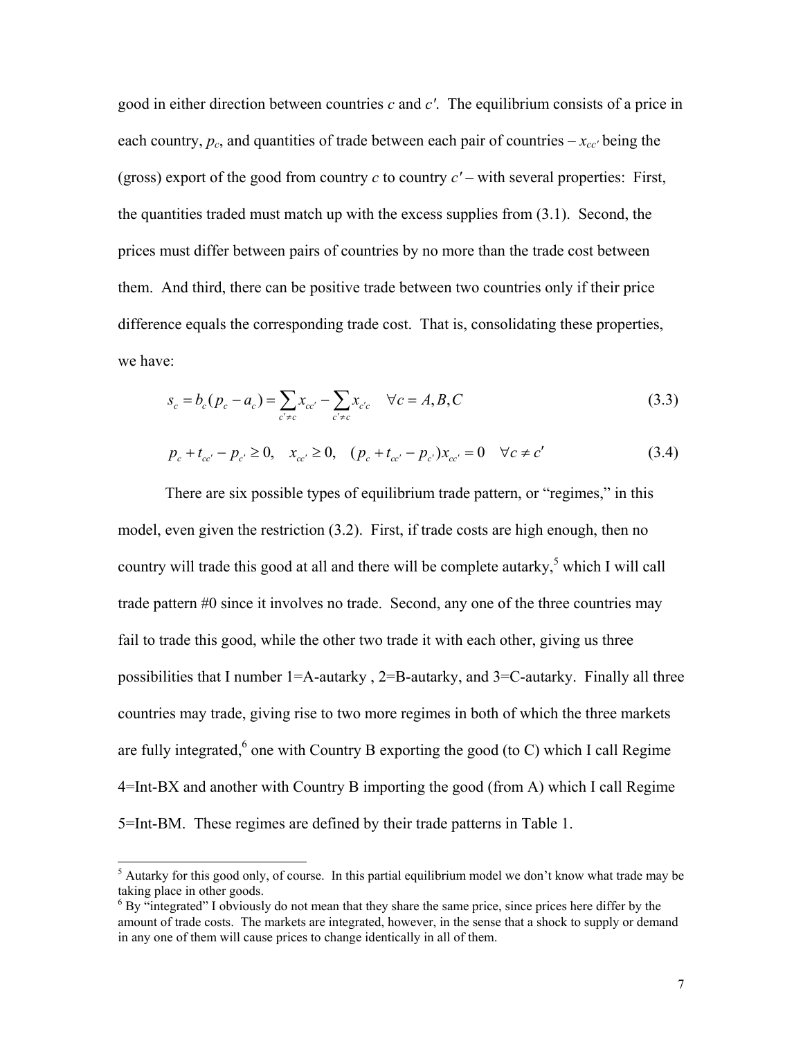good in either direction between countries $c$ and $c'$. The equilibrium consists of a price in each country, $p_c$, and quantities of trade between each pair of countries – $x_{cc'}$ being the (gross) export of the good from country $c$ to country $c'$ – with several properties: First, the quantities traded must match up with the excess supplies from (3.1). Second, the prices must differ between pairs of countries by no more than the trade cost between them. And third, there can be positive trade between two countries only if their price difference equals the corresponding trade cost. That is, consolidating these properties, we have:

$$s_c = b_c(p_c - a_c) = \sum_{c' \neq c} x_{cc'} - \sum_{c' \neq c} x_{c'c} \quad \forall c = A, B, C \tag{3.3}$$

$$p_c + t_{cc'} - p_{c'} \geq 0, \quad x_{cc'} \geq 0, \quad (p_c + t_{cc'} - p_{c'})x_{cc'} = 0 \quad \forall c \neq c' \tag{3.4}$$

There are six possible types of equilibrium trade pattern, or "regimes," in this model, even given the restriction (3.2). First, if trade costs are high enough, then no country will trade this good at all and there will be complete autarky,[5] which I will call trade pattern #0 since it involves no trade. Second, any one of the three countries may fail to trade this good, while the other two trade it with each other, giving us three possibilities that I number 1=A-autarky , 2=B-autarky, and 3=C-autarky. Finally all three countries may trade, giving rise to two more regimes in both of which the three markets are fully integrated,[6] one with Country B exporting the good (to C) which I call Regime 4=Int-BX and another with Country B importing the good (from A) which I call Regime 5=Int-BM. These regimes are defined by their trade patterns in Table 1.

---

[5] Autarky for this good only, of course. In this partial equilibrium model we don't know what trade may be taking place in other goods.

[6] By "integrated" I obviously do not mean that they share the same price, since prices here differ by the amount of trade costs. The markets are integrated, however, in the sense that a shock to supply or demand in any one of them will cause prices to change identically in all of them.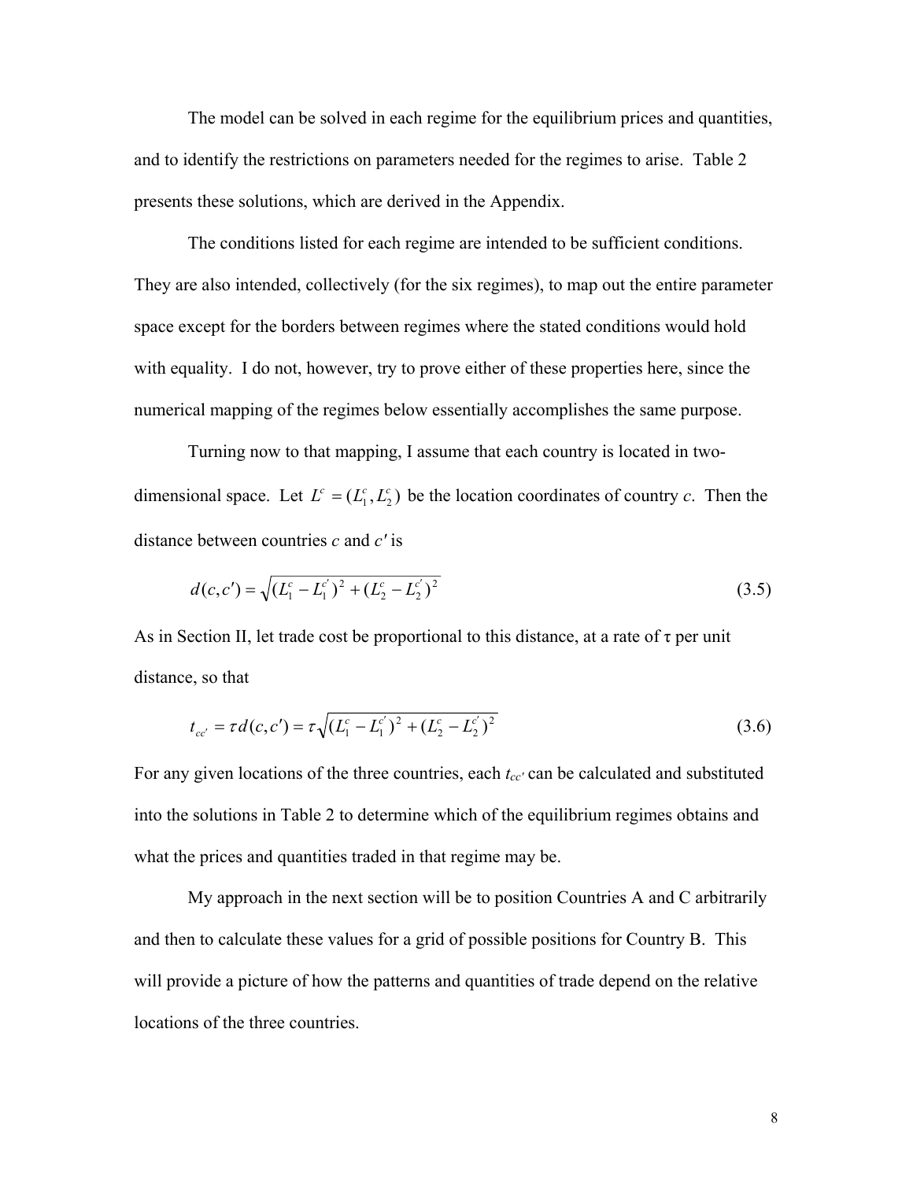The model can be solved in each regime for the equilibrium prices and quantities, and to identify the restrictions on parameters needed for the regimes to arise. Table 2 presents these solutions, which are derived in the Appendix.

The conditions listed for each regime are intended to be sufficient conditions. They are also intended, collectively (for the six regimes), to map out the entire parameter space except for the borders between regimes where the stated conditions would hold with equality. I do not, however, try to prove either of these properties here, since the numerical mapping of the regimes below essentially accomplishes the same purpose.

Turning now to that mapping, I assume that each country is located in two-dimensional space. Let $L^c = (L_1^c, L_2^c)$ be the location coordinates of country *c*. Then the distance between countries *c* and *c′* is

$$d(c,c') = \sqrt{(L_1^c - L_1^{c'})^2 + (L_2^c - L_2^{c'})^2} \tag{3.5}$$

As in Section II, let trade cost be proportional to this distance, at a rate of τ per unit distance, so that

$$t_{cc'} = \tau d(c,c') = \tau \sqrt{(L_1^c - L_1^{c'})^2 + (L_2^c - L_2^{c'})^2} \tag{3.6}$$

For any given locations of the three countries, each $t_{cc'}$ can be calculated and substituted into the solutions in Table 2 to determine which of the equilibrium regimes obtains and what the prices and quantities traded in that regime may be.

My approach in the next section will be to position Countries A and C arbitrarily and then to calculate these values for a grid of possible positions for Country B. This will provide a picture of how the patterns and quantities of trade depend on the relative locations of the three countries.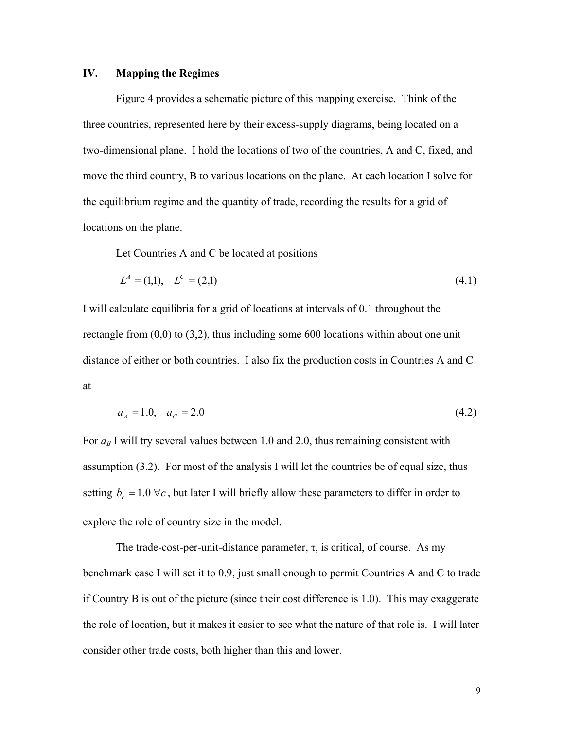## IV. Mapping the Regimes

Figure 4 provides a schematic picture of this mapping exercise. Think of the three countries, represented here by their excess-supply diagrams, being located on a two-dimensional plane. I hold the locations of two of the countries, A and C, fixed, and move the third country, B to various locations on the plane. At each location I solve for the equilibrium regime and the quantity of trade, recording the results for a grid of locations on the plane.

Let Countries A and C be located at positions

$$L^A = (1,1), \quad L^C = (2,1) \tag{4.1}$$

I will calculate equilibria for a grid of locations at intervals of 0.1 throughout the rectangle from (0,0) to (3,2), thus including some 600 locations within about one unit distance of either or both countries. I also fix the production costs in Countries A and C at

$$a_A = 1.0, \quad a_C = 2.0 \tag{4.2}$$

For $a_B$ I will try several values between 1.0 and 2.0, thus remaining consistent with assumption (3.2). For most of the analysis I will let the countries be of equal size, thus setting $b_c = 1.0 \; \forall c$, but later I will briefly allow these parameters to differ in order to explore the role of country size in the model.

The trade-cost-per-unit-distance parameter, $\tau$, is critical, of course. As my benchmark case I will set it to 0.9, just small enough to permit Countries A and C to trade if Country B is out of the picture (since their cost difference is 1.0). This may exaggerate the role of location, but it makes it easier to see what the nature of that role is. I will later consider other trade costs, both higher than this and lower.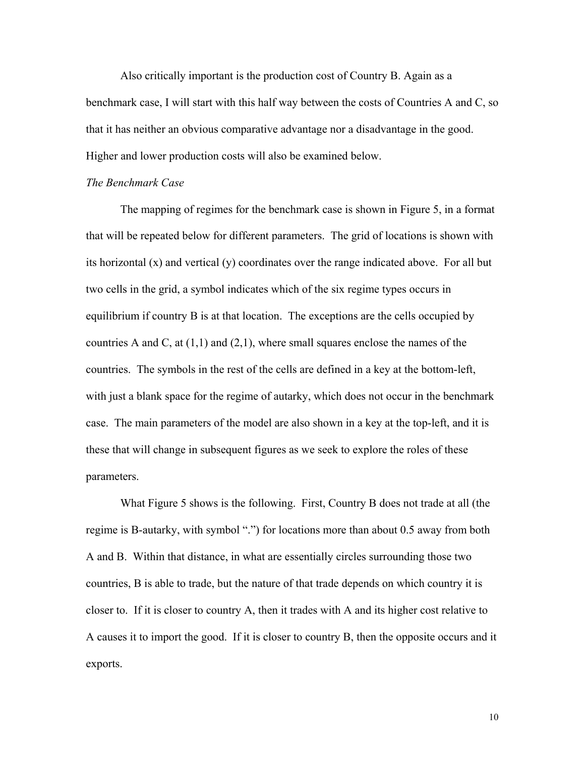Also critically important is the production cost of Country B. Again as a benchmark case, I will start with this half way between the costs of Countries A and C, so that it has neither an obvious comparative advantage nor a disadvantage in the good. Higher and lower production costs will also be examined below.

*The Benchmark Case*

The mapping of regimes for the benchmark case is shown in Figure 5, in a format that will be repeated below for different parameters. The grid of locations is shown with its horizontal (x) and vertical (y) coordinates over the range indicated above. For all but two cells in the grid, a symbol indicates which of the six regime types occurs in equilibrium if country B is at that location. The exceptions are the cells occupied by countries A and C, at (1,1) and (2,1), where small squares enclose the names of the countries. The symbols in the rest of the cells are defined in a key at the bottom-left, with just a blank space for the regime of autarky, which does not occur in the benchmark case. The main parameters of the model are also shown in a key at the top-left, and it is these that will change in subsequent figures as we seek to explore the roles of these parameters.

What Figure 5 shows is the following. First, Country B does not trade at all (the regime is B-autarky, with symbol ".") for locations more than about 0.5 away from both A and B. Within that distance, in what are essentially circles surrounding those two countries, B is able to trade, but the nature of that trade depends on which country it is closer to. If it is closer to country A, then it trades with A and its higher cost relative to A causes it to import the good. If it is closer to country B, then the opposite occurs and it exports.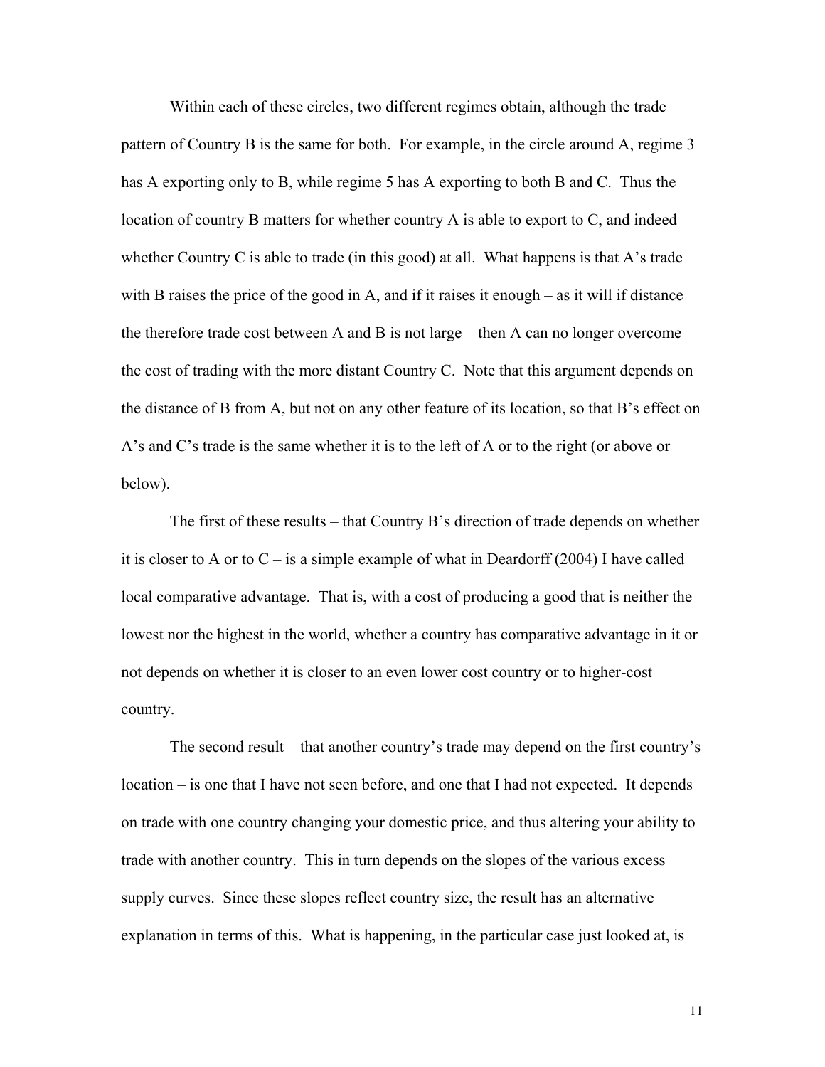Within each of these circles, two different regimes obtain, although the trade pattern of Country B is the same for both. For example, in the circle around A, regime 3 has A exporting only to B, while regime 5 has A exporting to both B and C. Thus the location of country B matters for whether country A is able to export to C, and indeed whether Country C is able to trade (in this good) at all. What happens is that A's trade with B raises the price of the good in A, and if it raises it enough – as it will if distance the therefore trade cost between A and B is not large – then A can no longer overcome the cost of trading with the more distant Country C. Note that this argument depends on the distance of B from A, but not on any other feature of its location, so that B's effect on A's and C's trade is the same whether it is to the left of A or to the right (or above or below).

The first of these results – that Country B's direction of trade depends on whether it is closer to A or to C – is a simple example of what in Deardorff (2004) I have called local comparative advantage. That is, with a cost of producing a good that is neither the lowest nor the highest in the world, whether a country has comparative advantage in it or not depends on whether it is closer to an even lower cost country or to higher-cost country.

The second result – that another country's trade may depend on the first country's location – is one that I have not seen before, and one that I had not expected. It depends on trade with one country changing your domestic price, and thus altering your ability to trade with another country. This in turn depends on the slopes of the various excess supply curves. Since these slopes reflect country size, the result has an alternative explanation in terms of this. What is happening, in the particular case just looked at, is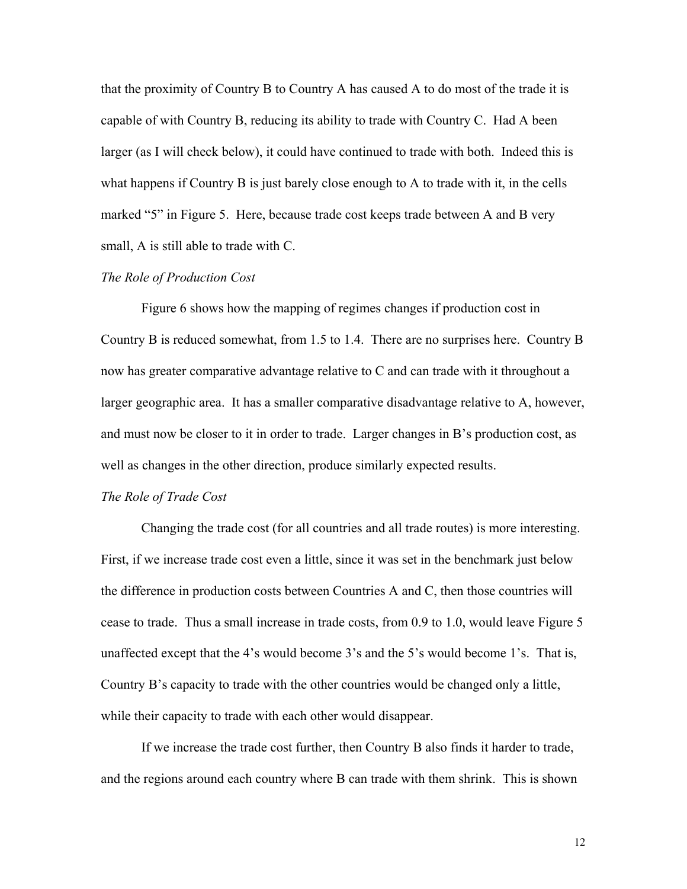that the proximity of Country B to Country A has caused A to do most of the trade it is capable of with Country B, reducing its ability to trade with Country C. Had A been larger (as I will check below), it could have continued to trade with both. Indeed this is what happens if Country B is just barely close enough to A to trade with it, in the cells marked "5" in Figure 5. Here, because trade cost keeps trade between A and B very small, A is still able to trade with C.

*The Role of Production Cost*

Figure 6 shows how the mapping of regimes changes if production cost in Country B is reduced somewhat, from 1.5 to 1.4. There are no surprises here. Country B now has greater comparative advantage relative to C and can trade with it throughout a larger geographic area. It has a smaller comparative disadvantage relative to A, however, and must now be closer to it in order to trade. Larger changes in B's production cost, as well as changes in the other direction, produce similarly expected results.

*The Role of Trade Cost*

Changing the trade cost (for all countries and all trade routes) is more interesting. First, if we increase trade cost even a little, since it was set in the benchmark just below the difference in production costs between Countries A and C, then those countries will cease to trade. Thus a small increase in trade costs, from 0.9 to 1.0, would leave Figure 5 unaffected except that the 4's would become 3's and the 5's would become 1's. That is, Country B's capacity to trade with the other countries would be changed only a little, while their capacity to trade with each other would disappear.

If we increase the trade cost further, then Country B also finds it harder to trade, and the regions around each country where B can trade with them shrink. This is shown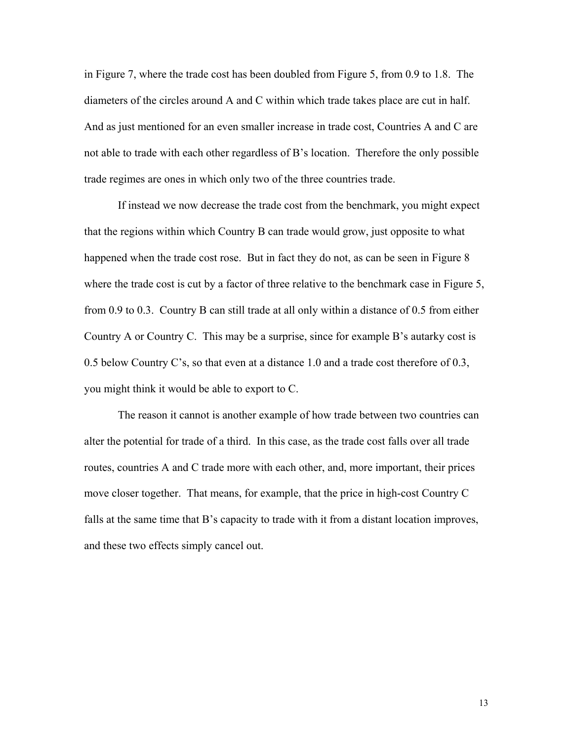in Figure 7, where the trade cost has been doubled from Figure 5, from 0.9 to 1.8. The diameters of the circles around A and C within which trade takes place are cut in half. And as just mentioned for an even smaller increase in trade cost, Countries A and C are not able to trade with each other regardless of B's location. Therefore the only possible trade regimes are ones in which only two of the three countries trade.

If instead we now decrease the trade cost from the benchmark, you might expect that the regions within which Country B can trade would grow, just opposite to what happened when the trade cost rose. But in fact they do not, as can be seen in Figure 8 where the trade cost is cut by a factor of three relative to the benchmark case in Figure 5, from 0.9 to 0.3. Country B can still trade at all only within a distance of 0.5 from either Country A or Country C. This may be a surprise, since for example B's autarky cost is 0.5 below Country C's, so that even at a distance 1.0 and a trade cost therefore of 0.3, you might think it would be able to export to C.

The reason it cannot is another example of how trade between two countries can alter the potential for trade of a third. In this case, as the trade cost falls over all trade routes, countries A and C trade more with each other, and, more important, their prices move closer together. That means, for example, that the price in high-cost Country C falls at the same time that B's capacity to trade with it from a distant location improves, and these two effects simply cancel out.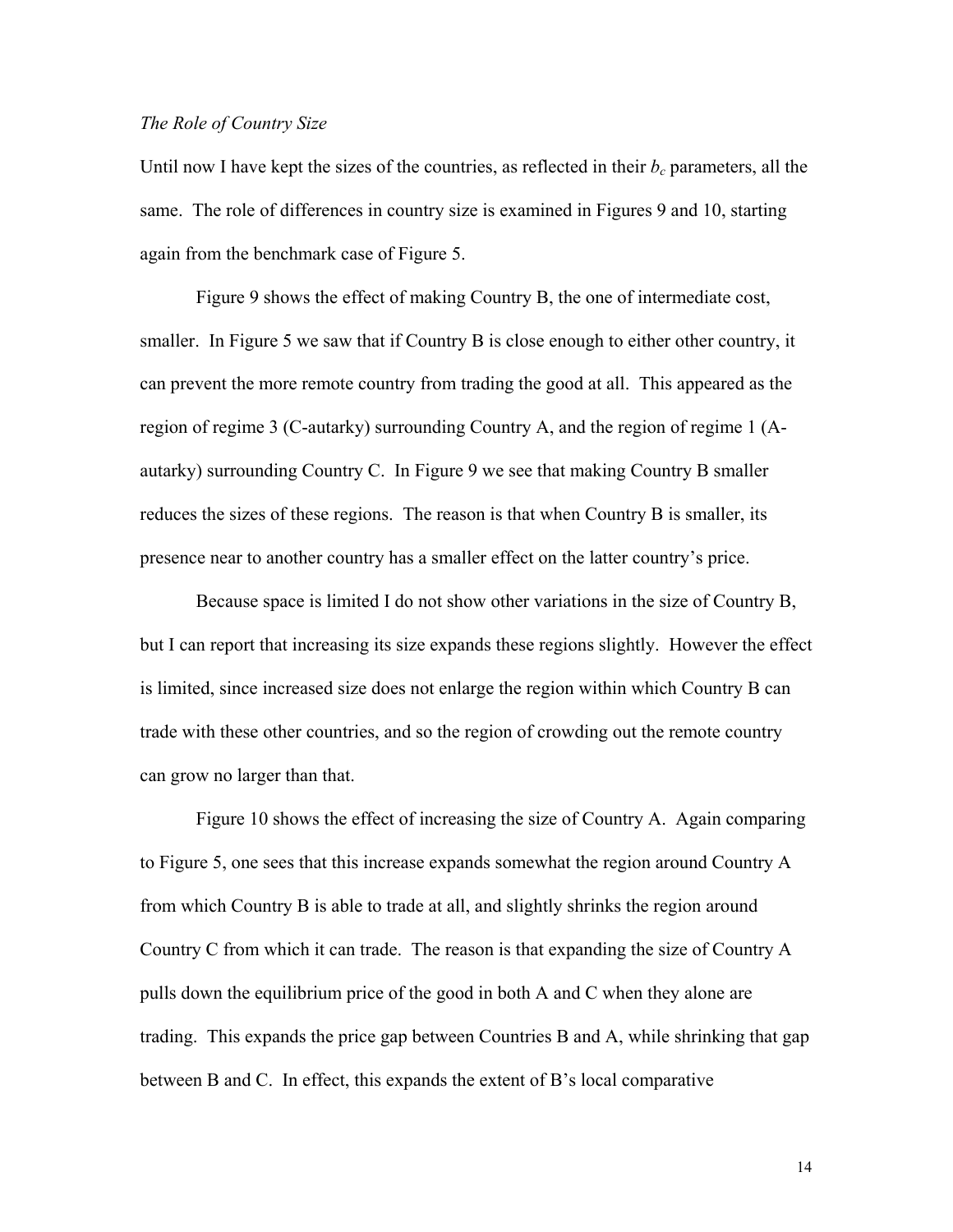*The Role of Country Size*

Until now I have kept the sizes of the countries, as reflected in their $b_c$ parameters, all the same. The role of differences in country size is examined in Figures 9 and 10, starting again from the benchmark case of Figure 5.

Figure 9 shows the effect of making Country B, the one of intermediate cost, smaller. In Figure 5 we saw that if Country B is close enough to either other country, it can prevent the more remote country from trading the good at all. This appeared as the region of regime 3 (C-autarky) surrounding Country A, and the region of regime 1 (A-autarky) surrounding Country C. In Figure 9 we see that making Country B smaller reduces the sizes of these regions. The reason is that when Country B is smaller, its presence near to another country has a smaller effect on the latter country's price.

Because space is limited I do not show other variations in the size of Country B, but I can report that increasing its size expands these regions slightly. However the effect is limited, since increased size does not enlarge the region within which Country B can trade with these other countries, and so the region of crowding out the remote country can grow no larger than that.

Figure 10 shows the effect of increasing the size of Country A. Again comparing to Figure 5, one sees that this increase expands somewhat the region around Country A from which Country B is able to trade at all, and slightly shrinks the region around Country C from which it can trade. The reason is that expanding the size of Country A pulls down the equilibrium price of the good in both A and C when they alone are trading. This expands the price gap between Countries B and A, while shrinking that gap between B and C. In effect, this expands the extent of B's local comparative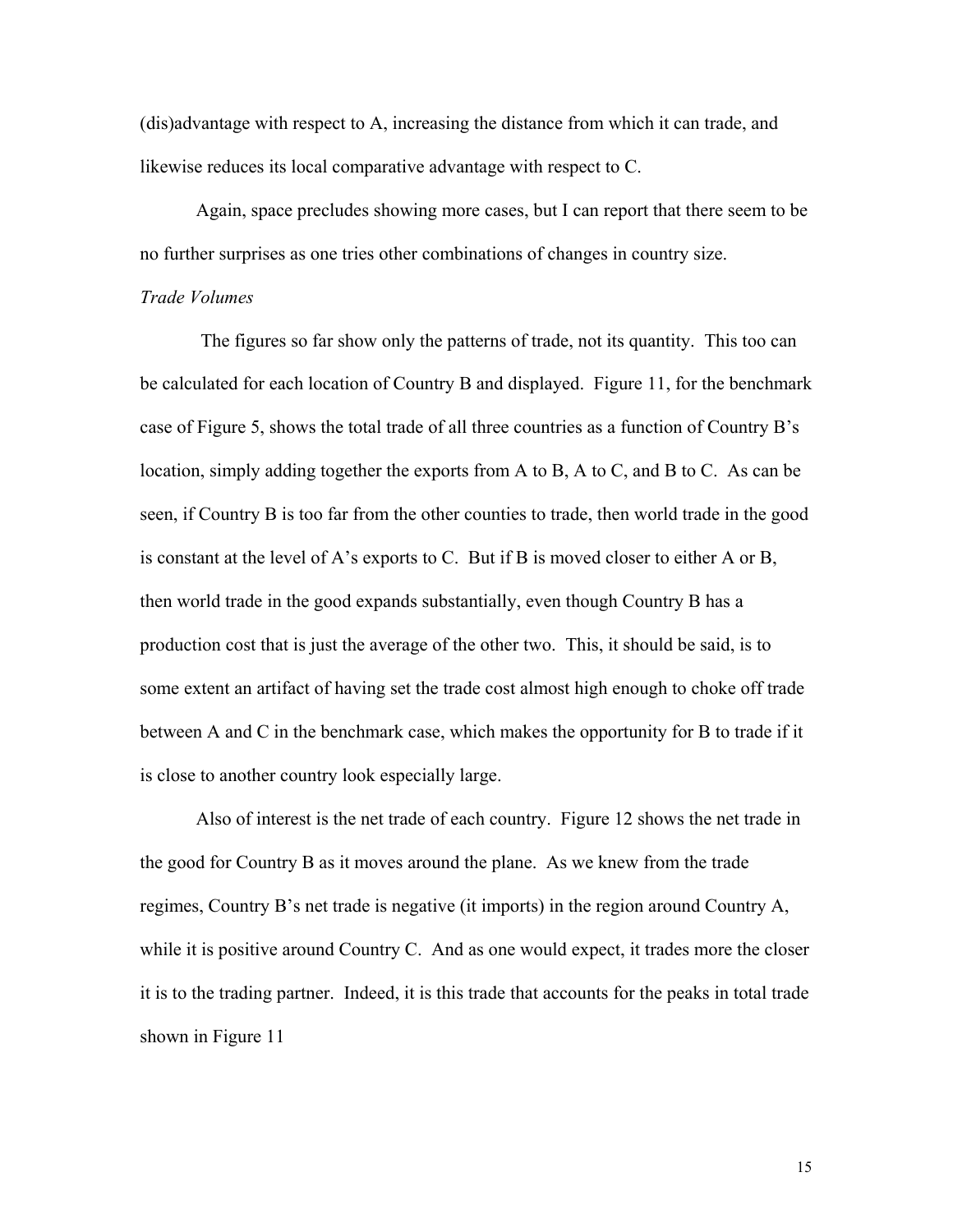(dis)advantage with respect to A, increasing the distance from which it can trade, and likewise reduces its local comparative advantage with respect to C.

Again, space precludes showing more cases, but I can report that there seem to be no further surprises as one tries other combinations of changes in country size.

*Trade Volumes*

The figures so far show only the patterns of trade, not its quantity. This too can be calculated for each location of Country B and displayed. Figure 11, for the benchmark case of Figure 5, shows the total trade of all three countries as a function of Country B's location, simply adding together the exports from A to B, A to C, and B to C. As can be seen, if Country B is too far from the other counties to trade, then world trade in the good is constant at the level of A's exports to C. But if B is moved closer to either A or B, then world trade in the good expands substantially, even though Country B has a production cost that is just the average of the other two. This, it should be said, is to some extent an artifact of having set the trade cost almost high enough to choke off trade between A and C in the benchmark case, which makes the opportunity for B to trade if it is close to another country look especially large.

Also of interest is the net trade of each country. Figure 12 shows the net trade in the good for Country B as it moves around the plane. As we knew from the trade regimes, Country B's net trade is negative (it imports) in the region around Country A, while it is positive around Country C. And as one would expect, it trades more the closer it is to the trading partner. Indeed, it is this trade that accounts for the peaks in total trade shown in Figure 11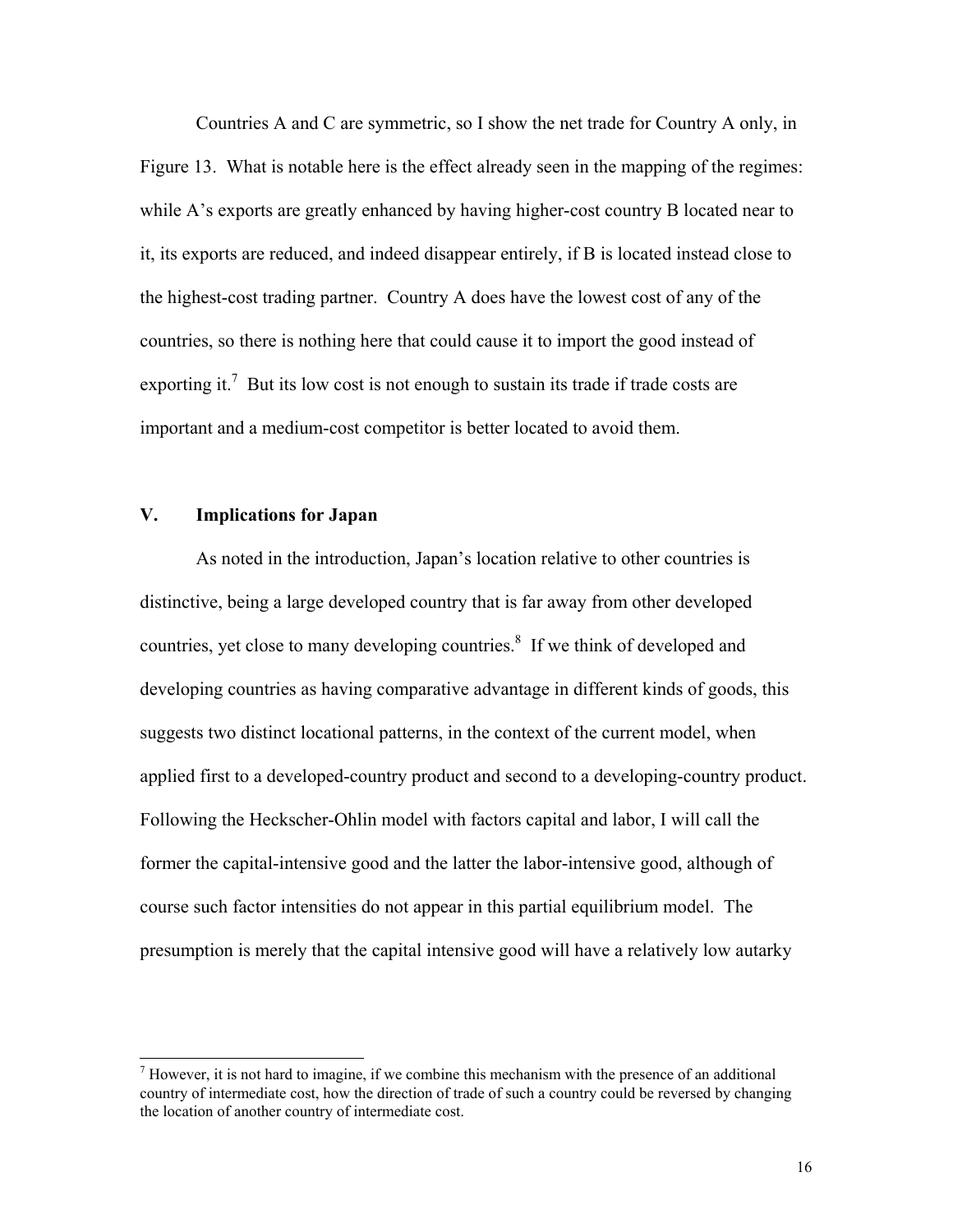Countries A and C are symmetric, so I show the net trade for Country A only, in Figure 13. What is notable here is the effect already seen in the mapping of the regimes: while A's exports are greatly enhanced by having higher-cost country B located near to it, its exports are reduced, and indeed disappear entirely, if B is located instead close to the highest-cost trading partner. Country A does have the lowest cost of any of the countries, so there is nothing here that could cause it to import the good instead of exporting it.[7] But its low cost is not enough to sustain its trade if trade costs are important and a medium-cost competitor is better located to avoid them.

## V. Implications for Japan

As noted in the introduction, Japan's location relative to other countries is distinctive, being a large developed country that is far away from other developed countries, yet close to many developing countries.[8] If we think of developed and developing countries as having comparative advantage in different kinds of goods, this suggests two distinct locational patterns, in the context of the current model, when applied first to a developed-country product and second to a developing-country product. Following the Heckscher-Ohlin model with factors capital and labor, I will call the former the capital-intensive good and the latter the labor-intensive good, although of course such factor intensities do not appear in this partial equilibrium model. The presumption is merely that the capital intensive good will have a relatively low autarky

---

[7] However, it is not hard to imagine, if we combine this mechanism with the presence of an additional country of intermediate cost, how the direction of trade of such a country could be reversed by changing the location of another country of intermediate cost.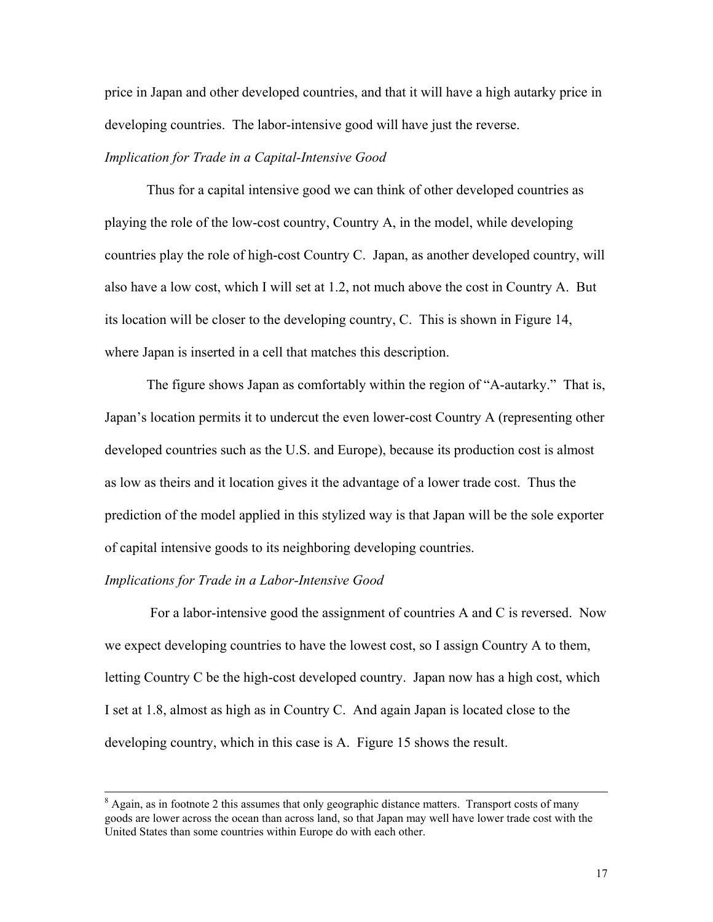price in Japan and other developed countries, and that it will have a high autarky price in developing countries. The labor-intensive good will have just the reverse.

*Implication for Trade in a Capital-Intensive Good*

Thus for a capital intensive good we can think of other developed countries as playing the role of the low-cost country, Country A, in the model, while developing countries play the role of high-cost Country C. Japan, as another developed country, will also have a low cost, which I will set at 1.2, not much above the cost in Country A. But its location will be closer to the developing country, C. This is shown in Figure 14, where Japan is inserted in a cell that matches this description.

The figure shows Japan as comfortably within the region of "A-autarky." That is, Japan's location permits it to undercut the even lower-cost Country A (representing other developed countries such as the U.S. and Europe), because its production cost is almost as low as theirs and it location gives it the advantage of a lower trade cost. Thus the prediction of the model applied in this stylized way is that Japan will be the sole exporter of capital intensive goods to its neighboring developing countries.

*Implications for Trade in a Labor-Intensive Good*

For a labor-intensive good the assignment of countries A and C is reversed. Now we expect developing countries to have the lowest cost, so I assign Country A to them, letting Country C be the high-cost developed country. Japan now has a high cost, which I set at 1.8, almost as high as in Country C. And again Japan is located close to the developing country, which in this case is A. Figure 15 shows the result.

---

[8] Again, as in footnote 2 this assumes that only geographic distance matters. Transport costs of many goods are lower across the ocean than across land, so that Japan may well have lower trade cost with the United States than some countries within Europe do with each other.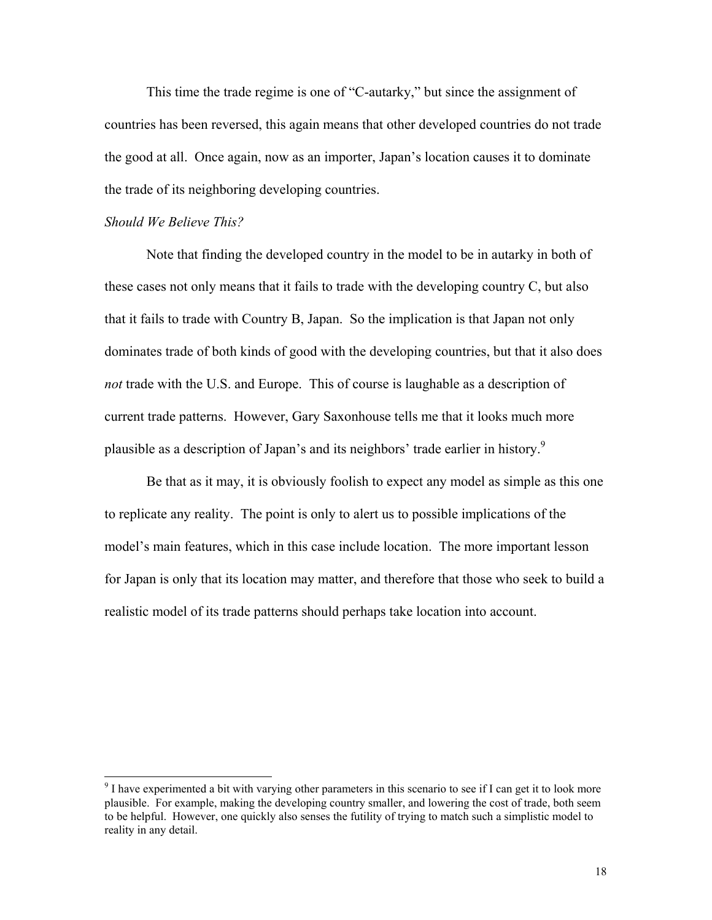This time the trade regime is one of "C-autarky," but since the assignment of countries has been reversed, this again means that other developed countries do not trade the good at all. Once again, now as an importer, Japan's location causes it to dominate the trade of its neighboring developing countries.

*Should We Believe This?*

Note that finding the developed country in the model to be in autarky in both of these cases not only means that it fails to trade with the developing country C, but also that it fails to trade with Country B, Japan. So the implication is that Japan not only dominates trade of both kinds of good with the developing countries, but that it also does *not* trade with the U.S. and Europe. This of course is laughable as a description of current trade patterns. However, Gary Saxonhouse tells me that it looks much more plausible as a description of Japan's and its neighbors' trade earlier in history.[9]

Be that as it may, it is obviously foolish to expect any model as simple as this one to replicate any reality. The point is only to alert us to possible implications of the model's main features, which in this case include location. The more important lesson for Japan is only that its location may matter, and therefore that those who seek to build a realistic model of its trade patterns should perhaps take location into account.

---

[9] I have experimented a bit with varying other parameters in this scenario to see if I can get it to look more plausible. For example, making the developing country smaller, and lowering the cost of trade, both seem to be helpful. However, one quickly also senses the futility of trying to match such a simplistic model to reality in any detail.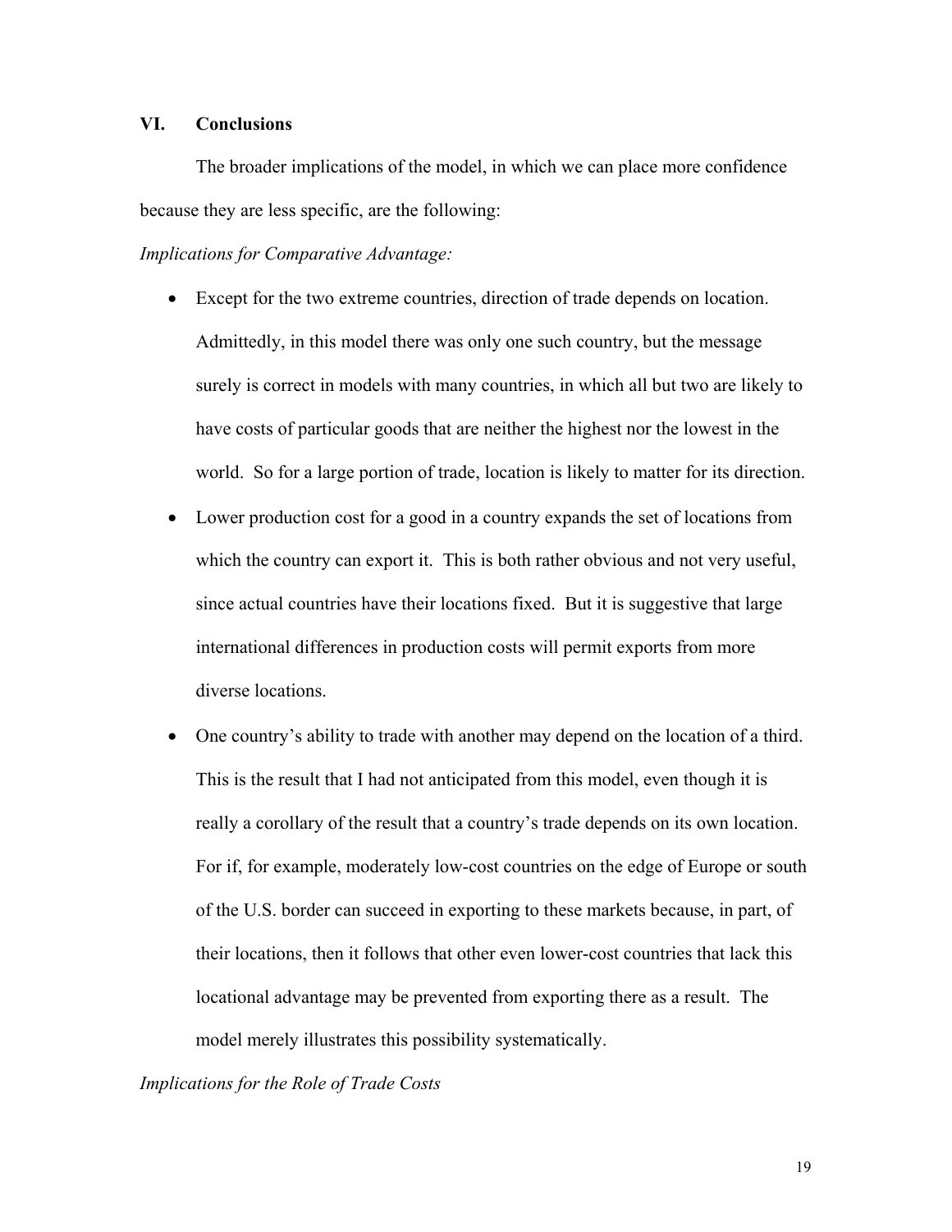## VI. Conclusions

The broader implications of the model, in which we can place more confidence because they are less specific, are the following:

*Implications for Comparative Advantage:*

- Except for the two extreme countries, direction of trade depends on location. Admittedly, in this model there was only one such country, but the message surely is correct in models with many countries, in which all but two are likely to have costs of particular goods that are neither the highest nor the lowest in the world. So for a large portion of trade, location is likely to matter for its direction.
- Lower production cost for a good in a country expands the set of locations from which the country can export it. This is both rather obvious and not very useful, since actual countries have their locations fixed. But it is suggestive that large international differences in production costs will permit exports from more diverse locations.
- One country's ability to trade with another may depend on the location of a third. This is the result that I had not anticipated from this model, even though it is really a corollary of the result that a country's trade depends on its own location. For if, for example, moderately low-cost countries on the edge of Europe or south of the U.S. border can succeed in exporting to these markets because, in part, of their locations, then it follows that other even lower-cost countries that lack this locational advantage may be prevented from exporting there as a result. The model merely illustrates this possibility systematically.

*Implications for the Role of Trade Costs*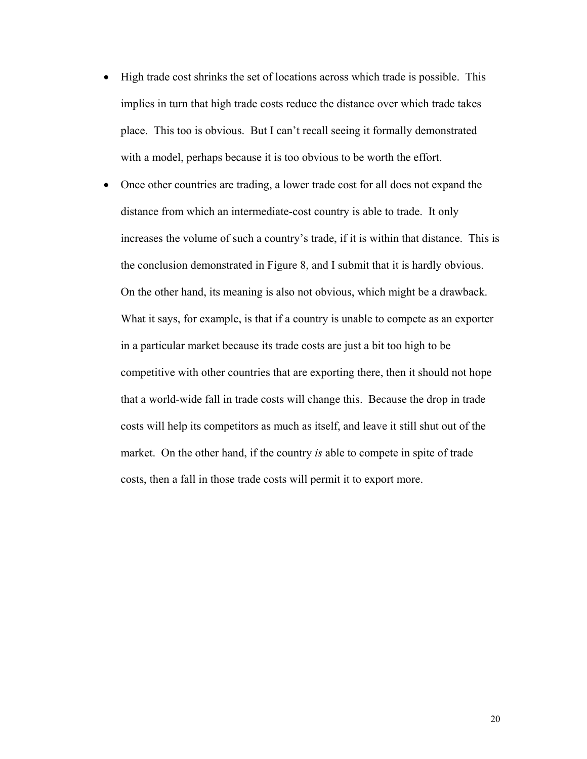- High trade cost shrinks the set of locations across which trade is possible. This implies in turn that high trade costs reduce the distance over which trade takes place. This too is obvious. But I can't recall seeing it formally demonstrated with a model, perhaps because it is too obvious to be worth the effort.
- Once other countries are trading, a lower trade cost for all does not expand the distance from which an intermediate-cost country is able to trade. It only increases the volume of such a country's trade, if it is within that distance. This is the conclusion demonstrated in Figure 8, and I submit that it is hardly obvious. On the other hand, its meaning is also not obvious, which might be a drawback. What it says, for example, is that if a country is unable to compete as an exporter in a particular market because its trade costs are just a bit too high to be competitive with other countries that are exporting there, then it should not hope that a world-wide fall in trade costs will change this. Because the drop in trade costs will help its competitors as much as itself, and leave it still shut out of the market. On the other hand, if the country *is* able to compete in spite of trade costs, then a fall in those trade costs will permit it to export more.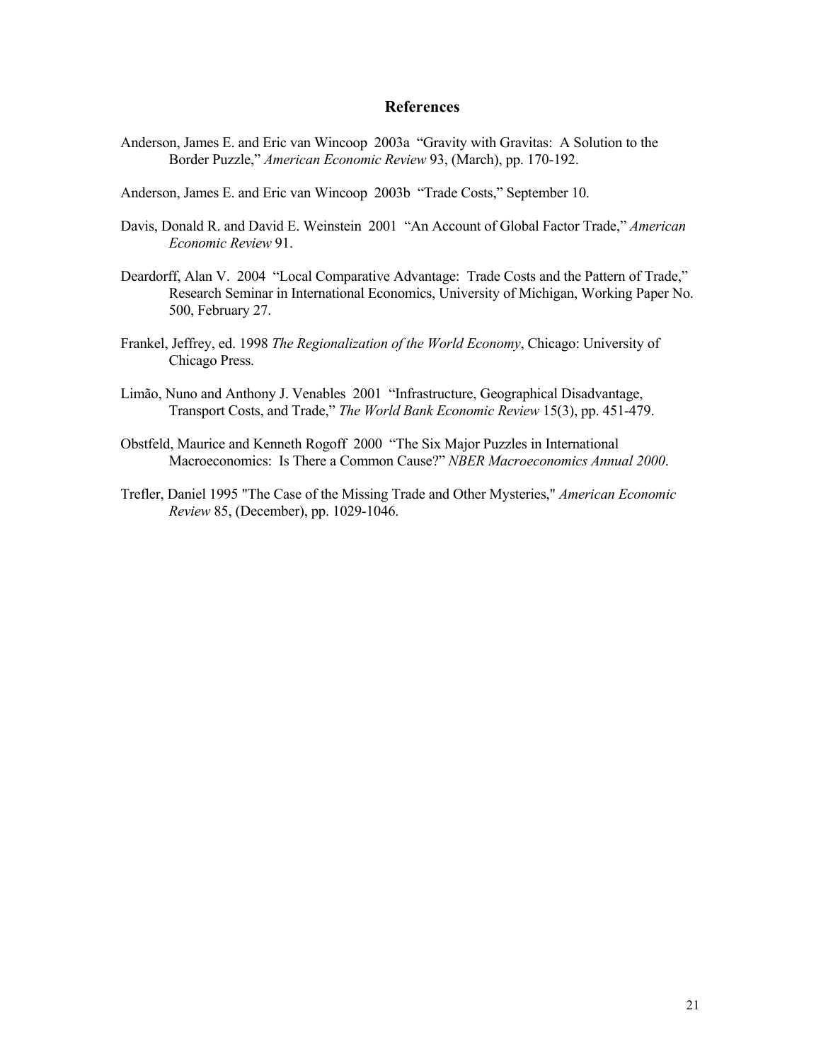## References

Anderson, James E. and Eric van Wincoop 2003a "Gravity with Gravitas: A Solution to the Border Puzzle," *American Economic Review* 93, (March), pp. 170-192.

Anderson, James E. and Eric van Wincoop 2003b "Trade Costs," September 10.

Davis, Donald R. and David E. Weinstein 2001 "An Account of Global Factor Trade," *American Economic Review* 91.

Deardorff, Alan V. 2004 "Local Comparative Advantage: Trade Costs and the Pattern of Trade," Research Seminar in International Economics, University of Michigan, Working Paper No. 500, February 27.

Frankel, Jeffrey, ed. 1998 *The Regionalization of the World Economy*, Chicago: University of Chicago Press.

Limão, Nuno and Anthony J. Venables 2001 "Infrastructure, Geographical Disadvantage, Transport Costs, and Trade," *The World Bank Economic Review* 15(3), pp. 451-479.

Obstfeld, Maurice and Kenneth Rogoff 2000 "The Six Major Puzzles in International Macroeconomics: Is There a Common Cause?" *NBER Macroeconomics Annual 2000*.

Trefler, Daniel 1995 "The Case of the Missing Trade and Other Mysteries," *American Economic Review* 85, (December), pp. 1029-1046.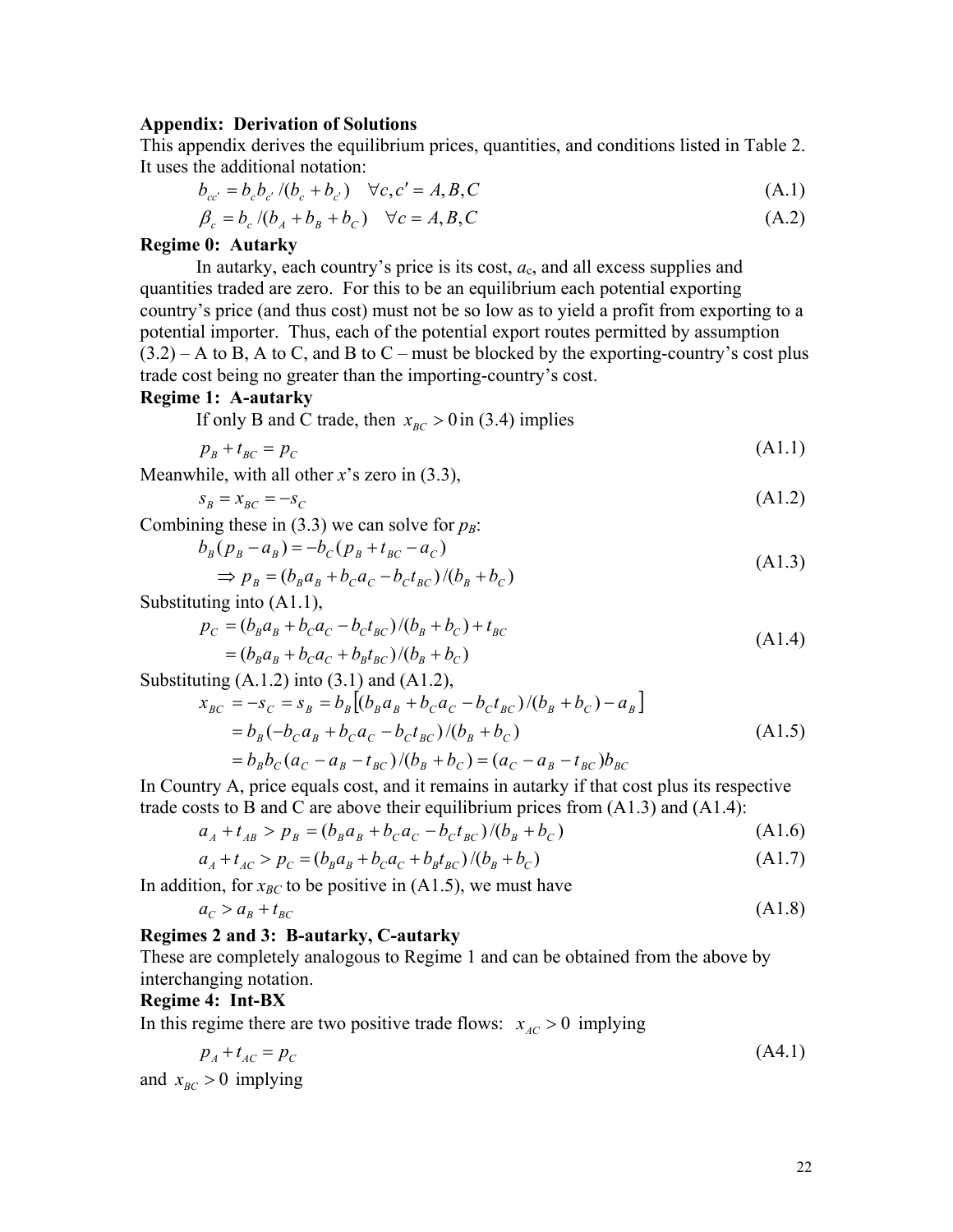**Appendix: Derivation of Solutions**

This appendix derives the equilibrium prices, quantities, and conditions listed in Table 2. It uses the additional notation:

$$b_{cc'} = b_c b_{c'} / (b_c + b_{c'}) \quad \forall c, c' = A, B, C \tag{A.1}$$

$$\beta_c = b_c / (b_A + b_B + b_C) \quad \forall c = A, B, C \tag{A.2}$$

**Regime 0: Autarky**

In autarky, each country's price is its cost, $a_c$, and all excess supplies and quantities traded are zero. For this to be an equilibrium each potential exporting country's price (and thus cost) must not be so low as to yield a profit from exporting to a potential importer. Thus, each of the potential export routes permitted by assumption (3.2) – A to B, A to C, and B to C – must be blocked by the exporting-country's cost plus trade cost being no greater than the importing-country's cost.

**Regime 1: A-autarky**

If only B and C trade, then $x_{BC} > 0$ in (3.4) implies

$$p_B + t_{BC} = p_C \tag{A1.1}$$

Meanwhile, with all other $x$'s zero in (3.3),

$$s_B = x_{BC} = -s_C \tag{A1.2}$$

Combining these in (3.3) we can solve for $p_B$:

$$\begin{aligned} &b_B(p_B - a_B) = -b_C(p_B + t_{BC} - a_C) \\ &\quad \Rightarrow p_B = (b_B a_B + b_C a_C - b_C t_{BC}) / (b_B + b_C) \end{aligned} \tag{A1.3}$$

Substituting into (A1.1),

$$\begin{aligned} p_C &= (b_B a_B + b_C a_C - b_C t_{BC}) / (b_B + b_C) + t_{BC} \\ &= (b_B a_B + b_C a_C + b_B t_{BC}) / (b_B + b_C) \end{aligned} \tag{A1.4}$$

Substituting (A.1.2) into (3.1) and (A1.2),

$$\begin{aligned} x_{BC} = -s_C = s_B &= b_B \left[ (b_B a_B + b_C a_C - b_C t_{BC}) / (b_B + b_C) - a_B \right] \\ &= b_B(-b_C a_B + b_C a_C - b_C t_{BC}) / (b_B + b_C) \\ &= b_B b_C (a_C - a_B - t_{BC}) / (b_B + b_C) = (a_C - a_B - t_{BC}) b_{BC} \end{aligned} \tag{A1.5}$$

In Country A, price equals cost, and it remains in autarky if that cost plus its respective trade costs to B and C are above their equilibrium prices from (A1.3) and (A1.4):

$$a_A + t_{AB} > p_B = (b_B a_B + b_C a_C - b_C t_{BC}) / (b_B + b_C) \tag{A1.6}$$

$$a_A + t_{AC} > p_C = (b_B a_B + b_C a_C + b_B t_{BC}) / (b_B + b_C) \tag{A1.7}$$

In addition, for $x_{BC}$ to be positive in (A1.5), we must have

$$a_C > a_B + t_{BC} \tag{A1.8}$$

**Regimes 2 and 3: B-autarky, C-autarky**

These are completely analogous to Regime 1 and can be obtained from the above by interchanging notation.

**Regime 4: Int-BX**

In this regime there are two positive trade flows: $x_{AC} > 0$ implying

$$p_A + t_{AC} = p_C \tag{A4.1}$$

and $x_{BC} > 0$ implying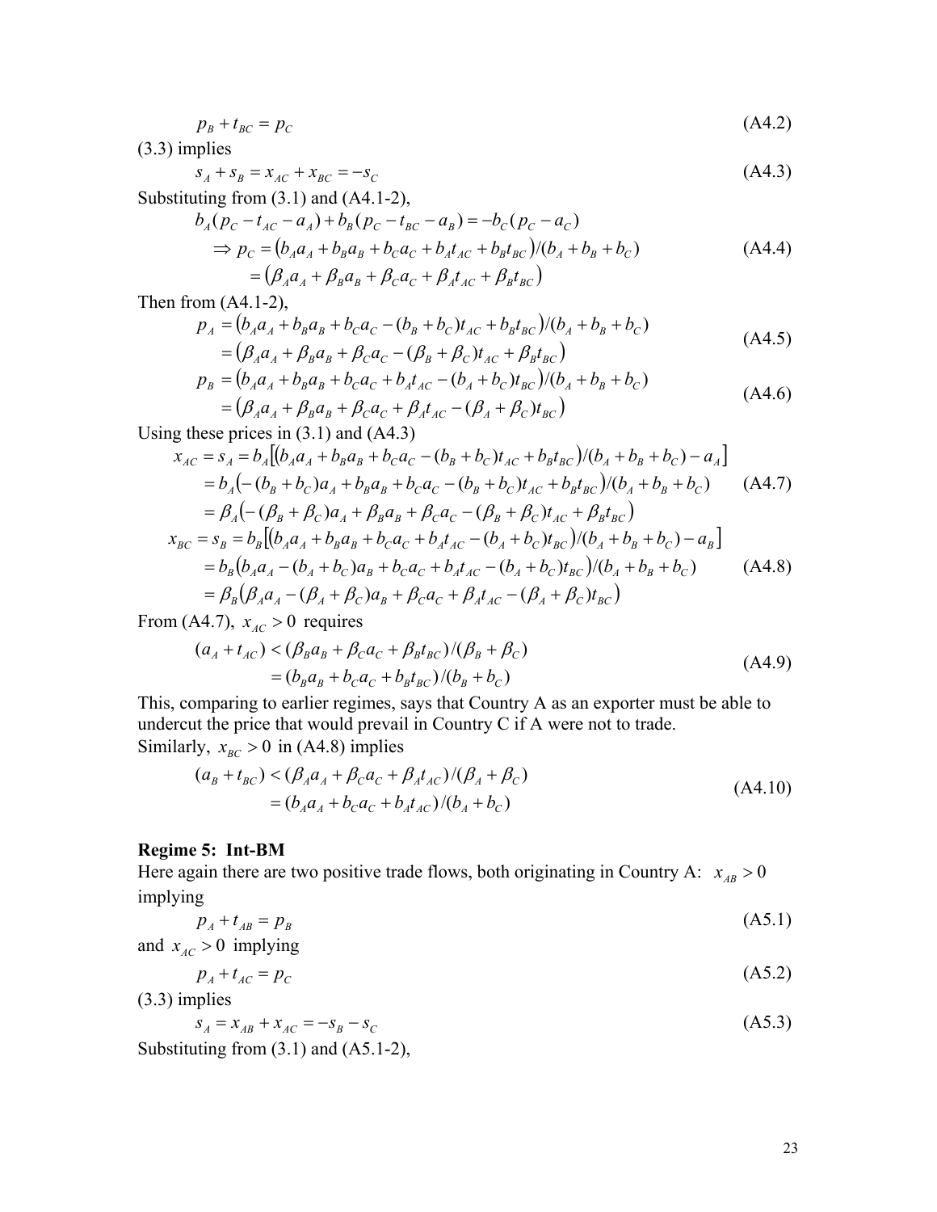$$p_B + t_{BC} = p_C \tag{A4.2}$$

(3.3) implies

$$s_A + s_B = x_{AC} + x_{BC} = -s_C \tag{A4.3}$$

Substituting from (3.1) and (A4.1-2),

$$\begin{aligned} b_A(p_C - t_{AC} - a_A) + b_B(p_C - t_{BC} - a_B) &= -b_C(p_C - a_C) \\ \Rightarrow p_C &= \left(b_A a_A + b_B a_B + b_C a_C + b_A t_{AC} + b_B t_{BC}\right)/(b_A + b_B + b_C) \\ &= \left(\beta_A a_A + \beta_B a_B + \beta_C a_C + \beta_A t_{AC} + \beta_B t_{BC}\right) \end{aligned} \tag{A4.4}$$

Then from (A4.1-2),

$$\begin{aligned} p_A &= \left(b_A a_A + b_B a_B + b_C a_C - (b_B + b_C)t_{AC} + b_B t_{BC}\right)/(b_A + b_B + b_C) \\ &= \left(\beta_A a_A + \beta_B a_B + \beta_C a_C - (\beta_B + \beta_C)t_{AC} + \beta_B t_{BC}\right) \end{aligned} \tag{A4.5}$$

$$\begin{aligned} p_B &= \left(b_A a_A + b_B a_B + b_C a_C + b_A t_{AC} - (b_A + b_C)t_{BC}\right)/(b_A + b_B + b_C) \\ &= \left(\beta_A a_A + \beta_B a_B + \beta_C a_C + \beta_A t_{AC} - (\beta_A + \beta_C)t_{BC}\right) \end{aligned} \tag{A4.6}$$

Using these prices in (3.1) and (A4.3)

$$\begin{aligned} x_{AC} = s_A &= b_A\left[\left(b_A a_A + b_B a_B + b_C a_C - (b_B + b_C)t_{AC} + b_B t_{BC}\right)/(b_A + b_B + b_C) - a_A\right] \\ &= b_A\left(-(b_B + b_C)a_A + b_B a_B + b_C a_C - (b_B + b_C)t_{AC} + b_B t_{BC}\right)/(b_A + b_B + b_C) \\ &= \beta_A\left(-(\beta_B + \beta_C)a_A + \beta_B a_B + \beta_C a_C - (\beta_B + \beta_C)t_{AC} + \beta_B t_{BC}\right) \end{aligned} \tag{A4.7}$$

$$\begin{aligned} x_{BC} = s_B &= b_B\left[\left(b_A a_A + b_B a_B + b_C a_C + b_A t_{AC} - (b_A + b_C)t_{BC}\right)/(b_A + b_B + b_C) - a_B\right] \\ &= b_B\left(b_A a_A - (b_A + b_C)a_B + b_C a_C + b_A t_{AC} - (b_A + b_C)t_{BC}\right)/(b_A + b_B + b_C) \\ &= \beta_B\left(\beta_A a_A - (\beta_A + \beta_C)a_B + \beta_C a_C + \beta_A t_{AC} - (\beta_A + \beta_C)t_{BC}\right) \end{aligned} \tag{A4.8}$$

From (A4.7), $x_{AC} > 0$ requires

$$\begin{aligned} (a_A + t_{AC}) &< (\beta_B a_B + \beta_C a_C + \beta_B t_{BC})/(\beta_B + \beta_C) \\ &= (b_B a_B + b_C a_C + b_B t_{BC})/(b_B + b_C) \end{aligned} \tag{A4.9}$$

This, comparing to earlier regimes, says that Country A as an exporter must be able to undercut the price that would prevail in Country C if A were not to trade.

Similarly, $x_{BC} > 0$ in (A4.8) implies

$$\begin{aligned} (a_B + t_{BC}) &< (\beta_A a_A + \beta_C a_C + \beta_A t_{AC})/(\beta_A + \beta_C) \\ &= (b_A a_A + b_C a_C + b_A t_{AC})/(b_A + b_C) \end{aligned} \tag{A4.10}$$

**Regime 5: Int-BM**

Here again there are two positive trade flows, both originating in Country A: $x_{AB} > 0$ implying

$$p_A + t_{AB} = p_B \tag{A5.1}$$

and $x_{AC} > 0$ implying

$$p_A + t_{AC} = p_C \tag{A5.2}$$

(3.3) implies

$$s_A = x_{AB} + x_{AC} = -s_B - s_C \tag{A5.3}$$

Substituting from (3.1) and (A5.1-2),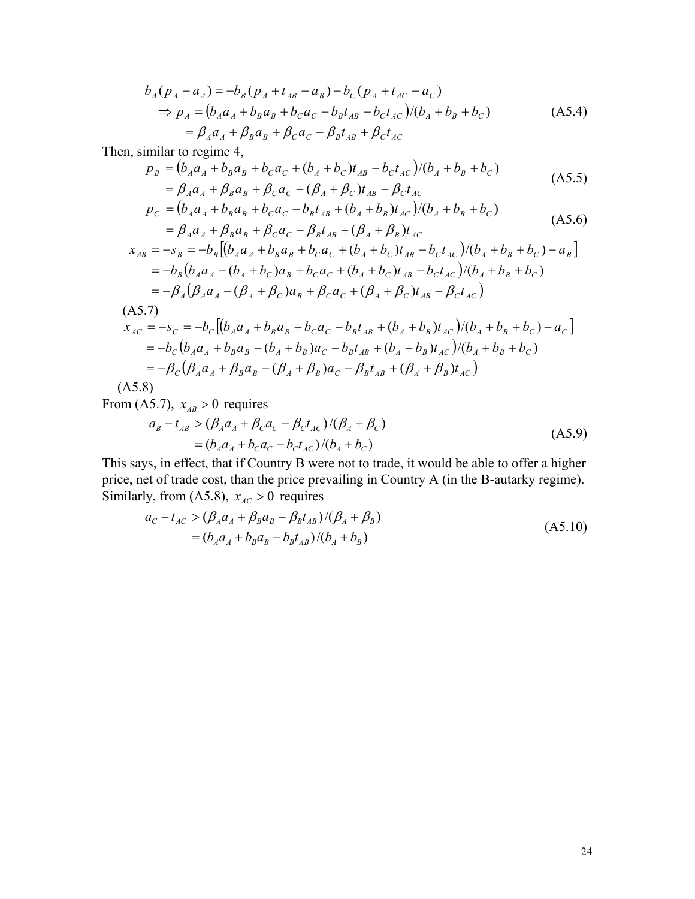$$b_A(p_A - a_A) = -b_B(p_A + t_{AB} - a_B) - b_C(p_A + t_{AC} - a_C)$$

$$\Rightarrow p_A = \left(b_A a_A + b_B a_B + b_C a_C - b_B t_{AB} - b_C t_{AC}\right)/(b_A + b_B + b_C)$$

$$= \beta_A a_A + \beta_B a_B + \beta_C a_C - \beta_B t_{AB} + \beta_C t_{AC} \tag{A5.4}$$

Then, similar to regime 4,

$$p_B = \left(b_A a_A + b_B a_B + b_C a_C + (b_A + b_C)t_{AB} - b_C t_{AC}\right)/(b_A + b_B + b_C)$$

$$= \beta_A a_A + \beta_B a_B + \beta_C a_C + (\beta_A + \beta_C)t_{AB} - \beta_C t_{AC} \tag{A5.5}$$

$$p_C = \left(b_A a_A + b_B a_B + b_C a_C - b_B t_{AB} + (b_A + b_B)t_{AC}\right)/(b_A + b_B + b_C)$$

$$= \beta_A a_A + \beta_B a_B + \beta_C a_C - \beta_B t_{AB} + (\beta_A + \beta_B)t_{AC} \tag{A5.6}$$

$$x_{AB} = -s_B = -b_B\left[\left(b_A a_A + b_B a_B + b_C a_C + (b_A + b_C)t_{AB} - b_C t_{AC}\right)/(b_A + b_B + b_C) - a_B\right]$$

$$= -b_B\left(b_A a_A - (b_A + b_C)a_B + b_C a_C + (b_A + b_C)t_{AB} - b_C t_{AC}\right)/(b_A + b_B + b_C)$$

$$= -\beta_A\left(\beta_A a_A - (\beta_A + \beta_C)a_B + \beta_C a_C + (\beta_A + \beta_C)t_{AB} - \beta_C t_{AC}\right)$$

(A5.7)

$$x_{AC} = -s_C = -b_C\left[\left(b_A a_A + b_B a_B + b_C a_C - b_B t_{AB} + (b_A + b_B)t_{AC}\right)/(b_A + b_B + b_C) - a_C\right]$$

$$= -b_C\left(b_A a_A + b_B a_B - (b_A + b_B)a_C - b_B t_{AB} + (b_A + b_B)t_{AC}\right)/(b_A + b_B + b_C)$$

$$= -\beta_C\left(\beta_A a_A + \beta_B a_B - (\beta_A + \beta_B)a_C - \beta_B t_{AB} + (\beta_A + \beta_B)t_{AC}\right)$$

(A5.8)

From (A5.7), $x_{AB} > 0$ requires

$$a_B - t_{AB} > (\beta_A a_A + \beta_C a_C - \beta_C t_{AC})/(\beta_A + \beta_C)$$

$$= (b_A a_A + b_C a_C - b_C t_{AC})/(b_A + b_C) \tag{A5.9}$$

This says, in effect, that if Country B were not to trade, it would be able to offer a higher price, net of trade cost, than the price prevailing in Country A (in the B-autarky regime). Similarly, from (A5.8), $x_{AC} > 0$ requires

$$a_C - t_{AC} > (\beta_A a_A + \beta_B a_B - \beta_B t_{AB})/(\beta_A + \beta_B)$$

$$= (b_A a_A + b_B a_B - b_B t_{AB})/(b_A + b_B) \tag{A5.10}$$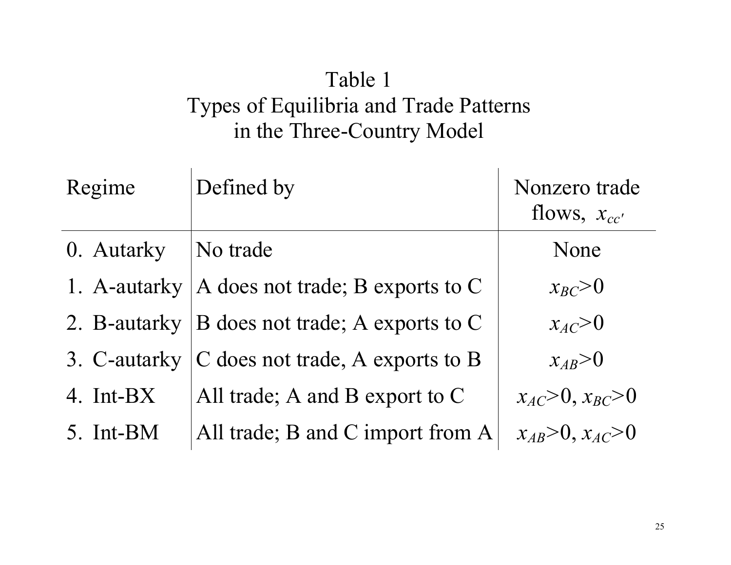# Table 1
## Types of Equilibria and Trade Patterns in the Three-Country Model

| Regime | Defined by | Nonzero trade flows, $x_{cc'}$ |
|---|---|---|
| 0. Autarky | No trade | None |
| 1. A-autarky | A does not trade; B exports to C | $x_{BC}>0$ |
| 2. B-autarky | B does not trade; A exports to C | $x_{AC}>0$ |
| 3. C-autarky | C does not trade, A exports to B | $x_{AB}>0$ |
| 4. Int-BX | All trade; A and B export to C | $x_{AC}>0$, $x_{BC}>0$ |
| 5. Int-BM | All trade; B and C import from A | $x_{AB}>0$, $x_{AC}>0$ |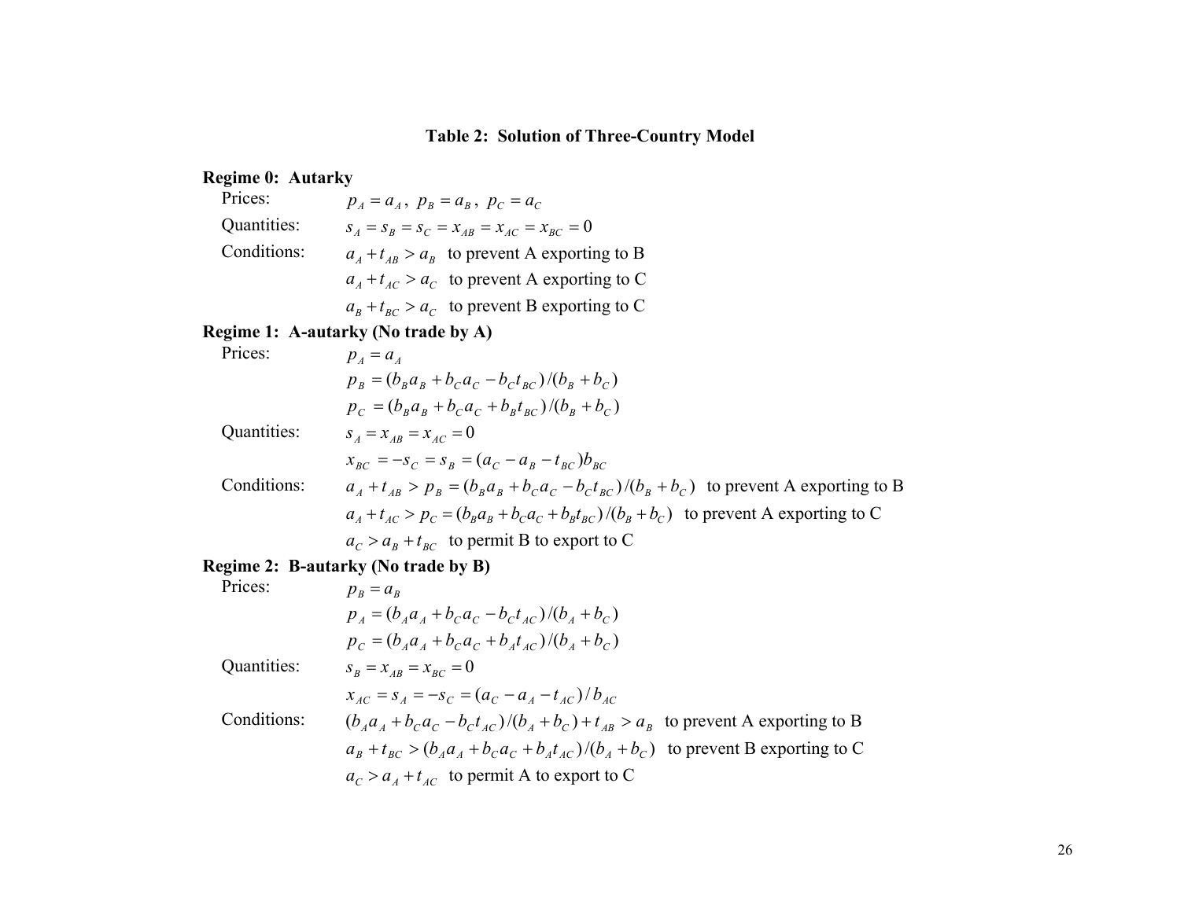### Table 2: Solution of Three-Country Model

**Regime 0: Autarky**

Prices: $p_A = a_A$, $p_B = a_B$, $p_C = a_C$

Quantities: $s_A = s_B = s_C = x_{AB} = x_{AC} = x_{BC} = 0$

Conditions:

$a_A + t_{AB} > a_B$ to prevent A exporting to B

$a_A + t_{AC} > a_C$ to prevent A exporting to C

$a_B + t_{BC} > a_C$ to prevent B exporting to C

**Regime 1: A-autarky (No trade by A)**

Prices:

$p_A = a_A$

$p_B = (b_B a_B + b_C a_C - b_C t_{BC})/(b_B + b_C)$

$p_C = (b_B a_B + b_C a_C + b_B t_{BC})/(b_B + b_C)$

Quantities:

$s_A = x_{AB} = x_{AC} = 0$

$x_{BC} = -s_C = s_B = (a_C - a_B - t_{BC})b_{BC}$

Conditions:

$a_A + t_{AB} > p_B = (b_B a_B + b_C a_C - b_C t_{BC})/(b_B + b_C)$ to prevent A exporting to B

$a_A + t_{AC} > p_C = (b_B a_B + b_C a_C + b_B t_{BC})/(b_B + b_C)$ to prevent A exporting to C

$a_C > a_B + t_{BC}$ to permit B to export to C

**Regime 2: B-autarky (No trade by B)**

Prices:

$p_B = a_B$

$p_A = (b_A a_A + b_C a_C - b_C t_{AC})/(b_A + b_C)$

$p_C = (b_A a_A + b_C a_C + b_A t_{AC})/(b_A + b_C)$

Quantities:

$s_B = x_{AB} = x_{BC} = 0$

$x_{AC} = s_A = -s_C = (a_C - a_A - t_{AC})/b_{AC}$

Conditions:

$(b_A a_A + b_C a_C - b_C t_{AC})/(b_A + b_C) + t_{AB} > a_B$ to prevent A exporting to B

$a_B + t_{BC} > (b_A a_A + b_C a_C + b_A t_{AC})/(b_A + b_C)$ to prevent B exporting to C

$a_C > a_A + t_{AC}$ to permit A to export to C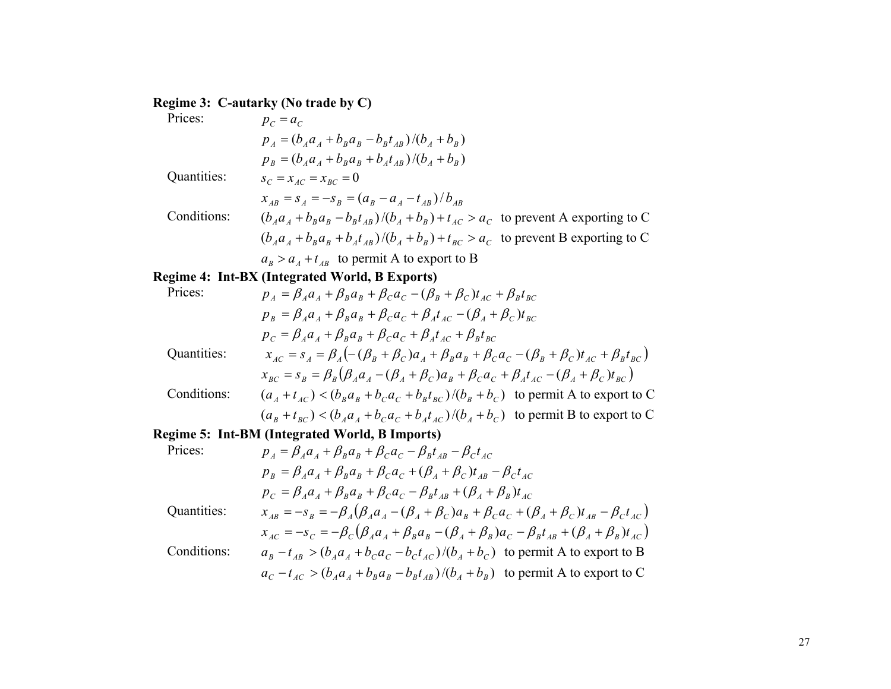**Regime 3: C-autarky (No trade by C)**

Prices:

$$p_C = a_C$$

$$p_A = (b_A a_A + b_B a_B - b_B t_{AB})/(b_A + b_B)$$

$$p_B = (b_A a_A + b_B a_B + b_A t_{AB})/(b_A + b_B)$$

Quantities:

$$s_C = x_{AC} = x_{BC} = 0$$

$$x_{AB} = s_A = -s_B = (a_B - a_A - t_{AB})/b_{AB}$$

Conditions:

$(b_A a_A + b_B a_B - b_B t_{AB})/(b_A + b_B) + t_{AC} > a_C$ to prevent A exporting to C

$(b_A a_A + b_B a_B + b_A t_{AB})/(b_A + b_B) + t_{BC} > a_C$ to prevent B exporting to C

$a_B > a_A + t_{AB}$ to permit A to export to B

**Regime 4: Int-BX (Integrated World, B Exports)**

Prices:

$$p_A = \beta_A a_A + \beta_B a_B + \beta_C a_C - (\beta_B + \beta_C)t_{AC} + \beta_B t_{BC}$$

$$p_B = \beta_A a_A + \beta_B a_B + \beta_C a_C + \beta_A t_{AC} - (\beta_A + \beta_C)t_{BC}$$

$$p_C = \beta_A a_A + \beta_B a_B + \beta_C a_C + \beta_A t_{AC} + \beta_B t_{BC}$$

Quantities:

$$x_{AC} = s_A = \beta_A\left(-(\beta_B + \beta_C)a_A + \beta_B a_B + \beta_C a_C - (\beta_B + \beta_C)t_{AC} + \beta_B t_{BC}\right)$$

$$x_{BC} = s_B = \beta_B\left(\beta_A a_A - (\beta_A + \beta_C)a_B + \beta_C a_C + \beta_A t_{AC} - (\beta_A + \beta_C)t_{BC}\right)$$

Conditions:

$(a_A + t_{AC}) < (b_B a_B + b_C a_C + b_B t_{BC})/(b_B + b_C)$ to permit A to export to C

$(a_B + t_{BC}) < (b_A a_A + b_C a_C + b_A t_{AC})/(b_A + b_C)$ to permit B to export to C

**Regime 5: Int-BM (Integrated World, B Imports)**

Prices:

$$p_A = \beta_A a_A + \beta_B a_B + \beta_C a_C - \beta_B t_{AB} - \beta_C t_{AC}$$

$$p_B = \beta_A a_A + \beta_B a_B + \beta_C a_C + (\beta_A + \beta_C)t_{AB} - \beta_C t_{AC}$$

$$p_C = \beta_A a_A + \beta_B a_B + \beta_C a_C - \beta_B t_{AB} + (\beta_A + \beta_B)t_{AC}$$

Quantities:

$$x_{AB} = -s_B = -\beta_A\left(\beta_A a_A - (\beta_A + \beta_C)a_B + \beta_C a_C + (\beta_A + \beta_C)t_{AB} - \beta_C t_{AC}\right)$$

$$x_{AC} = -s_C = -\beta_C\left(\beta_A a_A + \beta_B a_B - (\beta_A + \beta_B)a_C - \beta_B t_{AB} + (\beta_A + \beta_B)t_{AC}\right)$$

Conditions:

$a_B - t_{AB} > (b_A a_A + b_C a_C - b_C t_{AC})/(b_A + b_C)$ to permit A to export to B

$a_C - t_{AC} > (b_A a_A + b_B a_B - b_B t_{AB})/(b_A + b_B)$ to permit A to export to C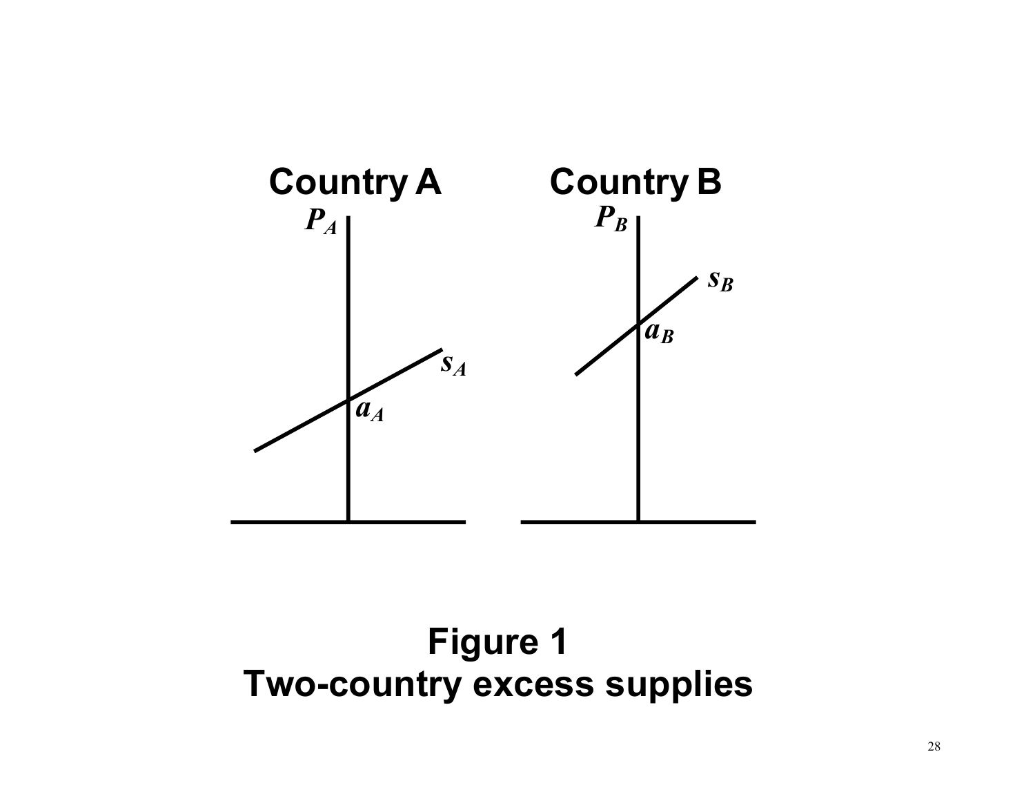Country A

$P_A$

$s_A$

$a_A$

Country B

$P_B$

$s_B$

$a_B$

**Figure 1**
**Two-country excess supplies**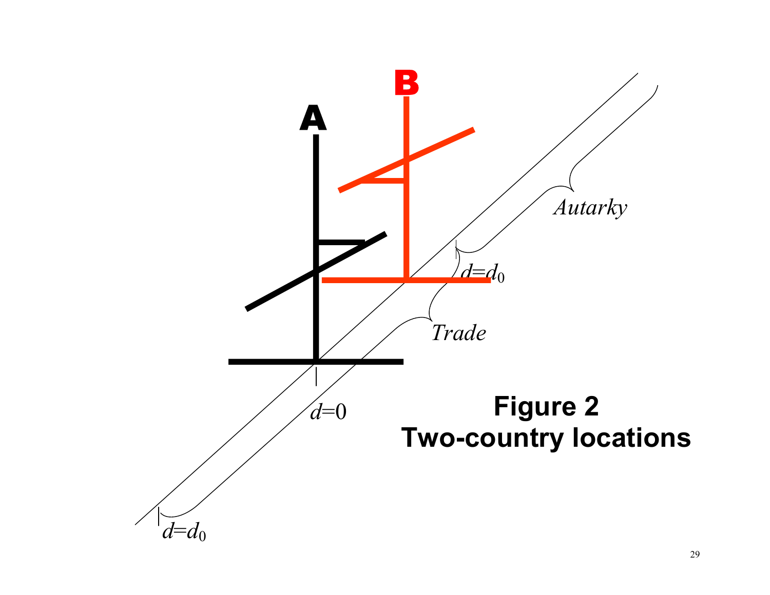A

B

Autarky

$d=d_0$

Trade

$d=0$

$d=d_0$

**Figure 2**
**Two-country locations**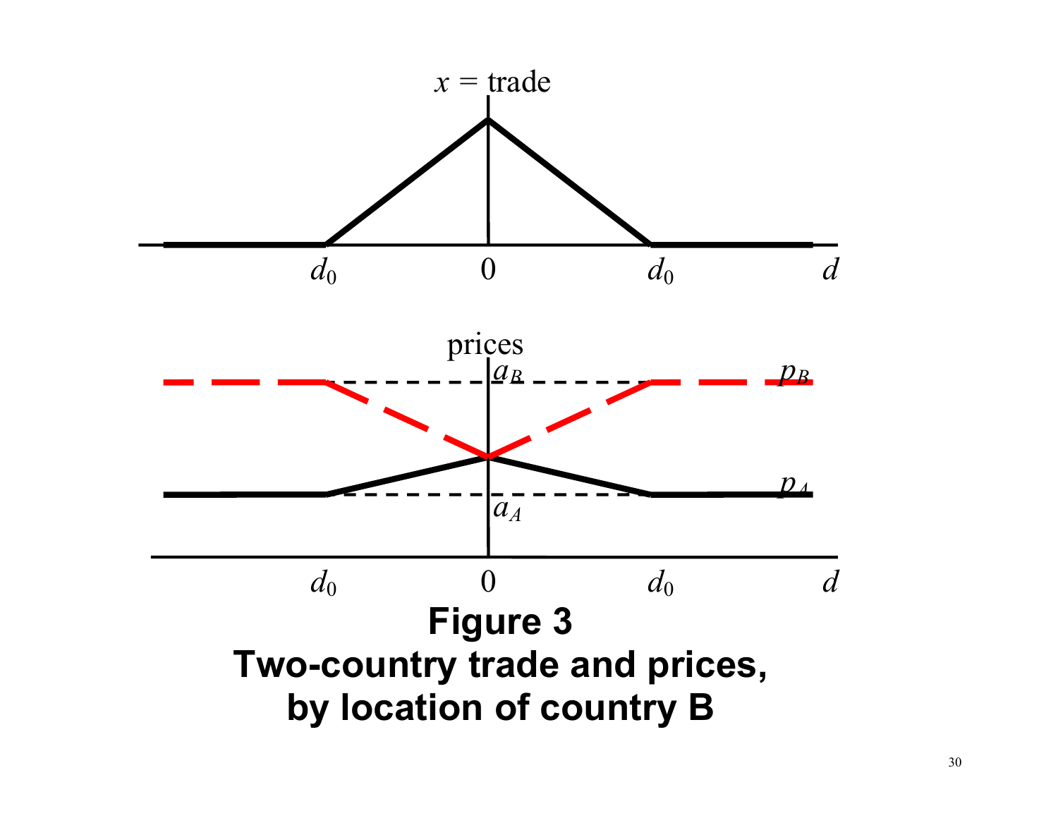**Figure 3**
**Two-country trade and prices, by location of country B**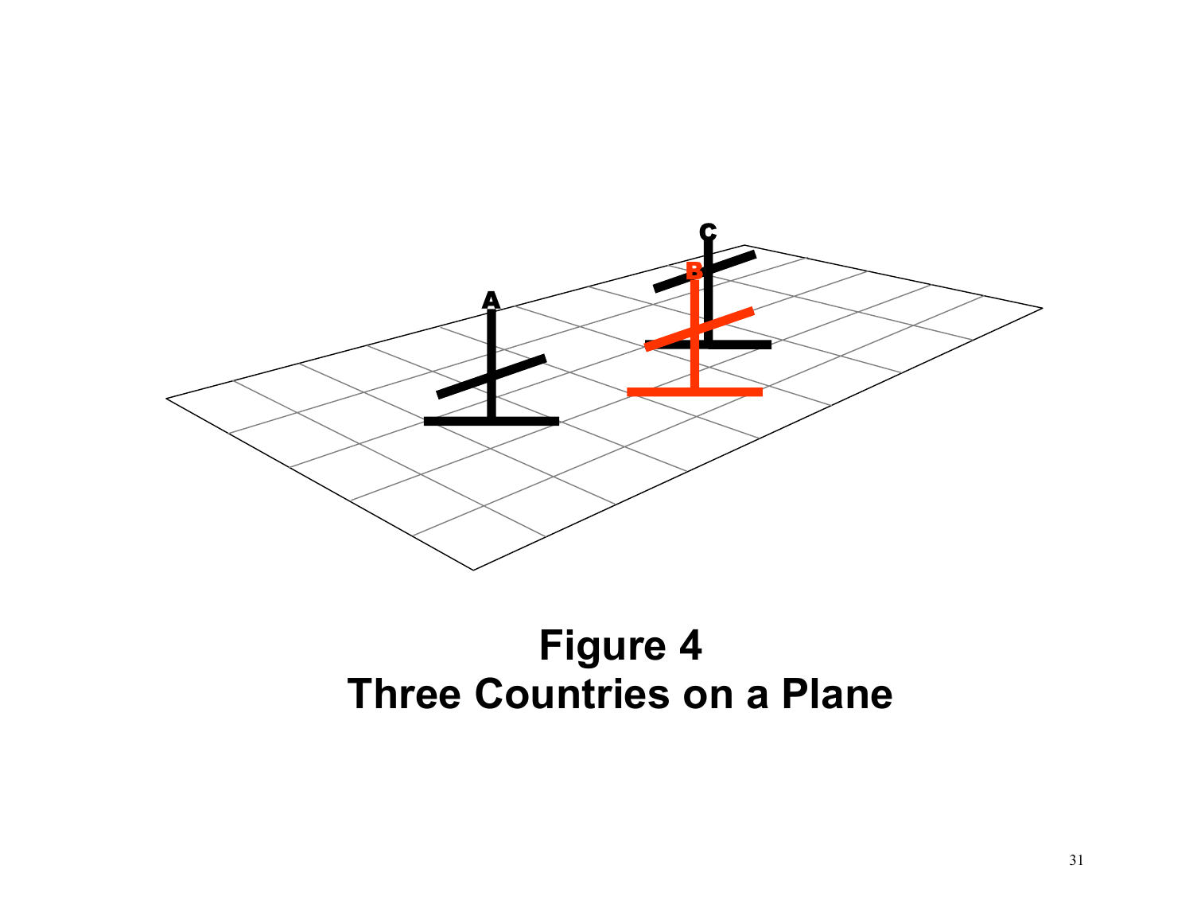**Figure 4**
**Three Countries on a Plane**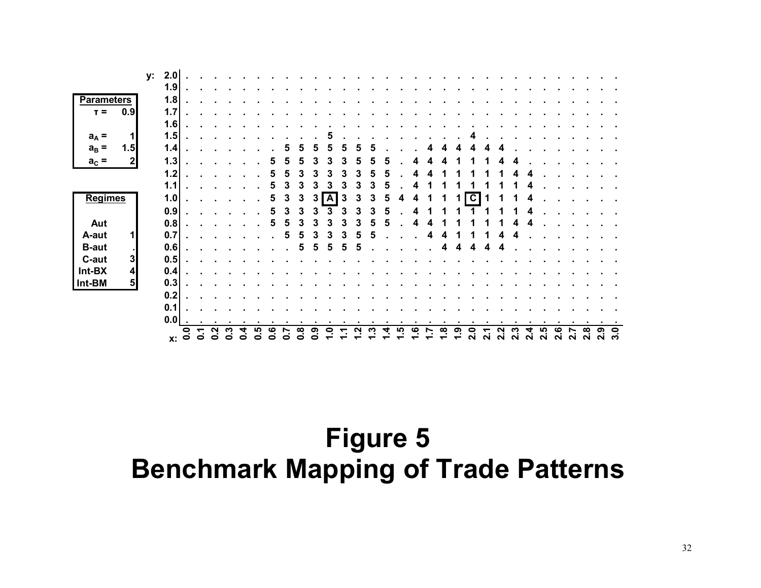| Parameters | |
|---|---|
| $\tau$ = | 0.9 |
| $a_A$ = | 1 |
| $a_B$ = | 1.5 |
| $a_C$ = | 2 |

| Regimes | |
|---|---|
| Aut | |
| A-aut | 1 |
| B-aut | . |
| C-aut | 3 |
| Int-BX | 4 |
| Int-BM | 5 |

| y: | 0.0 | 0.1 | 0.2 | 0.3 | 0.4 | 0.5 | 0.6 | 0.7 | 0.8 | 0.9 | 1.0 | 1.1 | 1.2 | 1.3 | 1.4 | 1.5 | 1.6 | 1.7 | 1.8 | 1.9 | 2.0 | 2.1 | 2.2 | 2.3 | 2.4 | 2.5 | 2.6 | 2.7 | 2.8 | 2.9 | 3.0 |
|---|---|---|---|---|---|---|---|---|---|---|---|---|---|---|---|---|---|---|---|---|---|---|---|---|---|---|---|---|---|---|---|
| 2.0 | . | . | . | . | . | . | . | . | . | . | . | . | . | . | . | . | . | . | . | . | . | . | . | . | . | . | . | . | . | . | . |
| 1.9 | . | . | . | . | . | . | . | . | . | . | . | . | . | . | . | . | . | . | . | . | . | . | . | . | . | . | . | . | . | . | . |
| 1.8 | . | . | . | . | . | . | . | . | . | . | . | . | . | . | . | . | . | . | . | . | . | . | . | . | . | . | . | . | . | . | . |
| 1.7 | . | . | . | . | . | . | . | . | . | . | . | . | . | . | . | . | . | . | . | . | . | . | . | . | . | . | . | . | . | . | . |
| 1.6 | . | . | . | . | . | . | . | . | . | . | . | . | . | . | . | . | . | . | . | . | . | . | . | . | . | . | . | . | . | . | . |
| 1.5 | . | . | . | . | . | . | . | . | . | . | 5 | . | . | . | . | . | . | . | . | . | 4 | . | . | . | . | . | . | . | . | . | . |
| 1.4 | . | . | . | . | . | . | . | 5 | 5 | 5 | 5 | 5 | 5 | 5 | . | . | . | 4 | 4 | 4 | 4 | 4 | 4 | . | . | . | . | . | . | . | . |
| 1.3 | . | . | . | . | . | . | 5 | 5 | 5 | 3 | 3 | 3 | 5 | 5 | 5 | . | 4 | 4 | 4 | 1 | 1 | 1 | 4 | 4 | . | . | . | . | . | . | . |
| 1.2 | . | . | . | . | . | . | 5 | 5 | 3 | 3 | 3 | 3 | 3 | 5 | 5 | . | 4 | 4 | 1 | 1 | 1 | 1 | 1 | 4 | 4 | . | . | . | . | . | . |
| 1.1 | . | . | . | . | . | . | 5 | 3 | 3 | 3 | 3 | 3 | 3 | 3 | 5 | . | 4 | 1 | 1 | 1 | 1 | 1 | 1 | 1 | 4 | . | . | . | . | . | . |
| 1.0 | . | . | . | . | . | . | 5 | 3 | 3 | 3 | A | 3 | 3 | 3 | 5 | 4 | 4 | 1 | 1 | 1 | C | 1 | 1 | 1 | 4 | . | . | . | . | . | . |
| 0.9 | . | . | . | . | . | . | 5 | 3 | 3 | 3 | 3 | 3 | 3 | 3 | 5 | . | 4 | 1 | 1 | 1 | 1 | 1 | 1 | 1 | 4 | . | . | . | . | . | . |
| 0.8 | . | . | . | . | . | . | 5 | 5 | 3 | 3 | 3 | 3 | 3 | 5 | 5 | . | 4 | 4 | 1 | 1 | 1 | 1 | 1 | 4 | 4 | . | . | . | . | . | . |
| 0.7 | . | . | . | . | . | . | . | 5 | 5 | 3 | 3 | 3 | 5 | 5 | . | . | . | 4 | 4 | 1 | 1 | 1 | 4 | 4 | . | . | . | . | . | . | . |
| 0.6 | . | . | . | . | . | . | . | . | 5 | 5 | 5 | 5 | 5 | . | . | . | . | . | 4 | 4 | 4 | 4 | 4 | . | . | . | . | . | . | . | . |
| 0.5 | . | . | . | . | . | . | . | . | . | . | . | . | . | . | . | . | . | . | . | . | . | . | . | . | . | . | . | . | . | . | . |
| 0.4 | . | . | . | . | . | . | . | . | . | . | . | . | . | . | . | . | . | . | . | . | . | . | . | . | . | . | . | . | . | . | . |
| 0.3 | . | . | . | . | . | . | . | . | . | . | . | . | . | . | . | . | . | . | . | . | . | . | . | . | . | . | . | . | . | . | . |
| 0.2 | . | . | . | . | . | . | . | . | . | . | . | . | . | . | . | . | . | . | . | . | . | . | . | . | . | . | . | . | . | . | . |
| 0.1 | . | . | . | . | . | . | . | . | . | . | . | . | . | . | . | . | . | . | . | . | . | . | . | . | . | . | . | . | . | . | . |
| 0.0 | . | . | . | . | . | . | . | . | . | . | . | . | . | . | . | . | . | . | . | . | . | . | . | . | . | . | . | . | . | . | . |
| x: | 0.0 | 0.1 | 0.2 | 0.3 | 0.4 | 0.5 | 0.6 | 0.7 | 0.8 | 0.9 | 1.0 | 1.1 | 1.2 | 1.3 | 1.4 | 1.5 | 1.6 | 1.7 | 1.8 | 1.9 | 2.0 | 2.1 | 2.2 | 2.3 | 2.4 | 2.5 | 2.6 | 2.7 | 2.8 | 2.9 | 3.0 |

# Figure 5
# Benchmark Mapping of Trade Patterns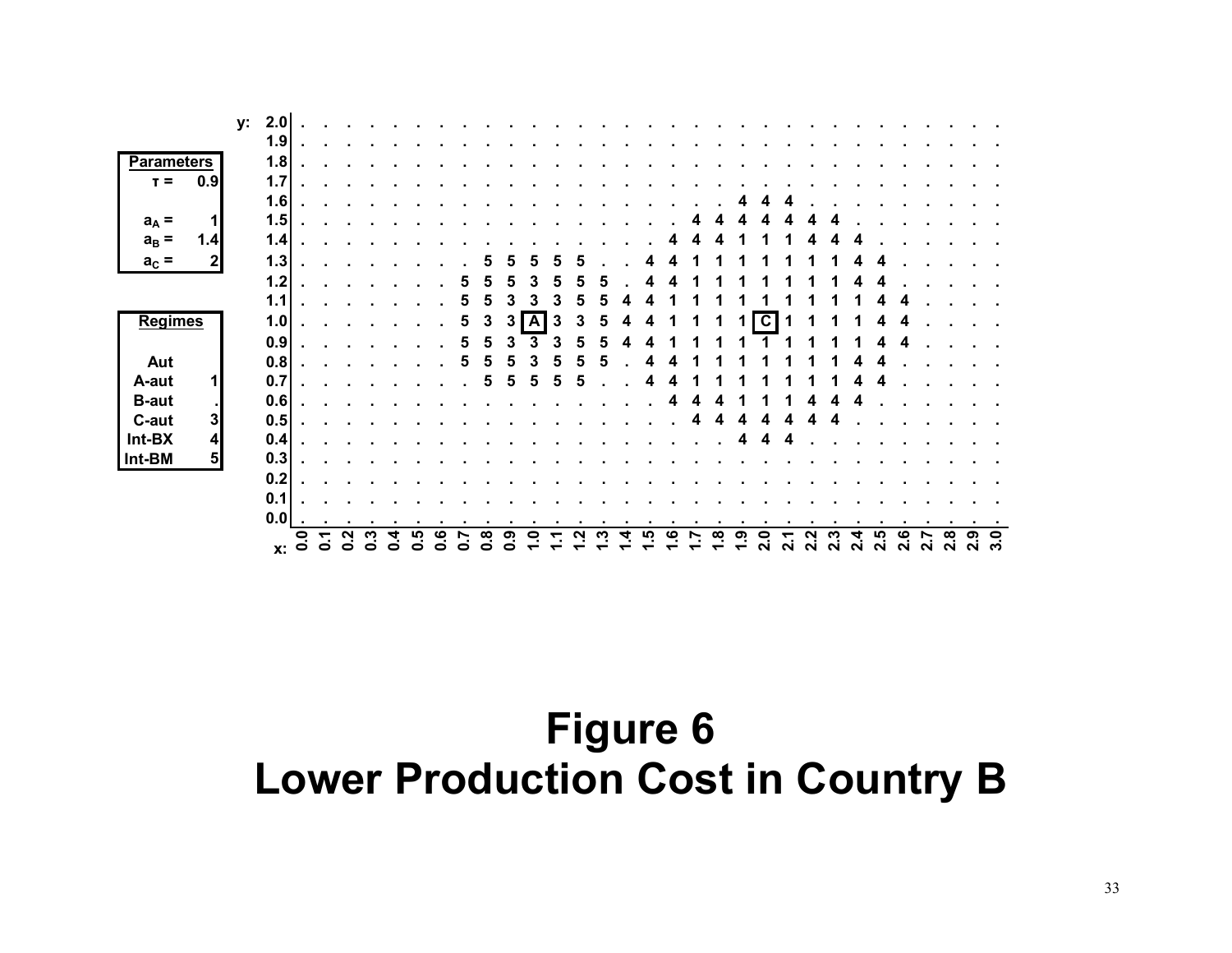| Parameters | |
|---|---|
| $\tau$ = | 0.9 |
| $a_A$ = | 1 |
| $a_B$ = | 1.4 |
| $a_C$ = | 2 |

| Regimes | |
|---|---|
| Aut | |
| A-aut | 1 |
| B-aut | . |
| C-aut | 3 |
| Int-BX | 4 |
| Int-BM | 5 |

| y / x | 0.0 | 0.1 | 0.2 | 0.3 | 0.4 | 0.5 | 0.6 | 0.7 | 0.8 | 0.9 | 1.0 | 1.1 | 1.2 | 1.3 | 1.4 | 1.5 | 1.6 | 1.7 | 1.8 | 1.9 | 2.0 | 2.1 | 2.2 | 2.3 | 2.4 | 2.5 | 2.6 | 2.7 | 2.8 | 2.9 | 3.0 |
|---|---|---|---|---|---|---|---|---|---|---|---|---|---|---|---|---|---|---|---|---|---|---|---|---|---|---|---|---|---|---|---|
| 2.0 | . | . | . | . | . | . | . | . | . | . | . | . | . | . | . | . | . | . | . | . | . | . | . | . | . | . | . | . | . | . | . |
| 1.9 | . | . | . | . | . | . | . | . | . | . | . | . | . | . | . | . | . | . | . | . | . | . | . | . | . | . | . | . | . | . | . |
| 1.8 | . | . | . | . | . | . | . | . | . | . | . | . | . | . | . | . | . | . | . | . | . | . | . | . | . | . | . | . | . | . | . |
| 1.7 | . | . | . | . | . | . | . | . | . | . | . | . | . | . | . | . | . | . | . | . | . | . | . | . | . | . | . | . | . | . | . |
| 1.6 | . | . | . | . | . | . | . | . | . | . | . | . | . | . | . | . | . | . | . | 4 | 4 | 4 | . | . | . | . | . | . | . | . | . |
| 1.5 | . | . | . | . | . | . | . | . | . | . | . | . | . | . | . | . | . | 4 | 4 | 4 | 4 | 4 | 4 | 4 | . | . | . | . | . | . | . |
| 1.4 | . | . | . | . | . | . | . | . | . | . | . | . | . | . | . | . | 4 | 4 | 4 | 1 | 1 | 1 | 4 | 4 | 4 | . | . | . | . | . | . |
| 1.3 | . | . | . | . | . | . | . | . | 5 | 5 | 5 | 5 | 5 | . | . | 4 | 4 | 1 | 1 | 1 | 1 | 1 | 1 | 1 | 4 | 4 | . | . | . | . | . |
| 1.2 | . | . | . | . | . | . | . | 5 | 5 | 5 | 3 | 5 | 5 | 5 | . | 4 | 4 | 1 | 1 | 1 | 1 | 1 | 1 | 1 | 4 | 4 | . | . | . | . | . |
| 1.1 | . | . | . | . | . | . | . | 5 | 5 | 3 | 3 | 3 | 5 | 5 | 4 | 4 | 1 | 1 | 1 | 1 | 1 | 1 | 1 | 1 | 1 | 4 | 4 | . | . | . | . |
| 1.0 | . | . | . | . | . | . | . | 5 | 3 | 3 | A | 3 | 3 | 5 | 4 | 4 | 1 | 1 | 1 | 1 | C | 1 | 1 | 1 | 1 | 4 | 4 | . | . | . | . |
| 0.9 | . | . | . | . | . | . | . | 5 | 5 | 3 | 3 | 3 | 5 | 5 | 4 | 4 | 1 | 1 | 1 | 1 | 1 | 1 | 1 | 1 | 1 | 4 | 4 | . | . | . | . |
| 0.8 | . | . | . | . | . | . | . | 5 | 5 | 5 | 3 | 5 | 5 | 5 | . | 4 | 4 | 1 | 1 | 1 | 1 | 1 | 1 | 1 | 4 | 4 | . | . | . | . | . |
| 0.7 | . | . | . | . | . | . | . | . | 5 | 5 | 5 | 5 | 5 | . | . | 4 | 4 | 1 | 1 | 1 | 1 | 1 | 1 | 1 | 4 | 4 | . | . | . | . | . |
| 0.6 | . | . | . | . | . | . | . | . | . | . | . | . | . | . | . | . | 4 | 4 | 4 | 1 | 1 | 1 | 4 | 4 | 4 | . | . | . | . | . | . |
| 0.5 | . | . | . | . | . | . | . | . | . | . | . | . | . | . | . | . | . | 4 | 4 | 4 | 4 | 4 | 4 | 4 | . | . | . | . | . | . | . |
| 0.4 | . | . | . | . | . | . | . | . | . | . | . | . | . | . | . | . | . | . | . | 4 | 4 | 4 | . | . | . | . | . | . | . | . | . |
| 0.3 | . | . | . | . | . | . | . | . | . | . | . | . | . | . | . | . | . | . | . | . | . | . | . | . | . | . | . | . | . | . | . |
| 0.2 | . | . | . | . | . | . | . | . | . | . | . | . | . | . | . | . | . | . | . | . | . | . | . | . | . | . | . | . | . | . | . |
| 0.1 | . | . | . | . | . | . | . | . | . | . | . | . | . | . | . | . | . | . | . | . | . | . | . | . | . | . | . | . | . | . | . |
| 0.0 | . | . | . | . | . | . | . | . | . | . | . | . | . | . | . | . | . | . | . | . | . | . | . | . | . | . | . | . | . | . | . |

# Figure 6
# Lower Production Cost in Country B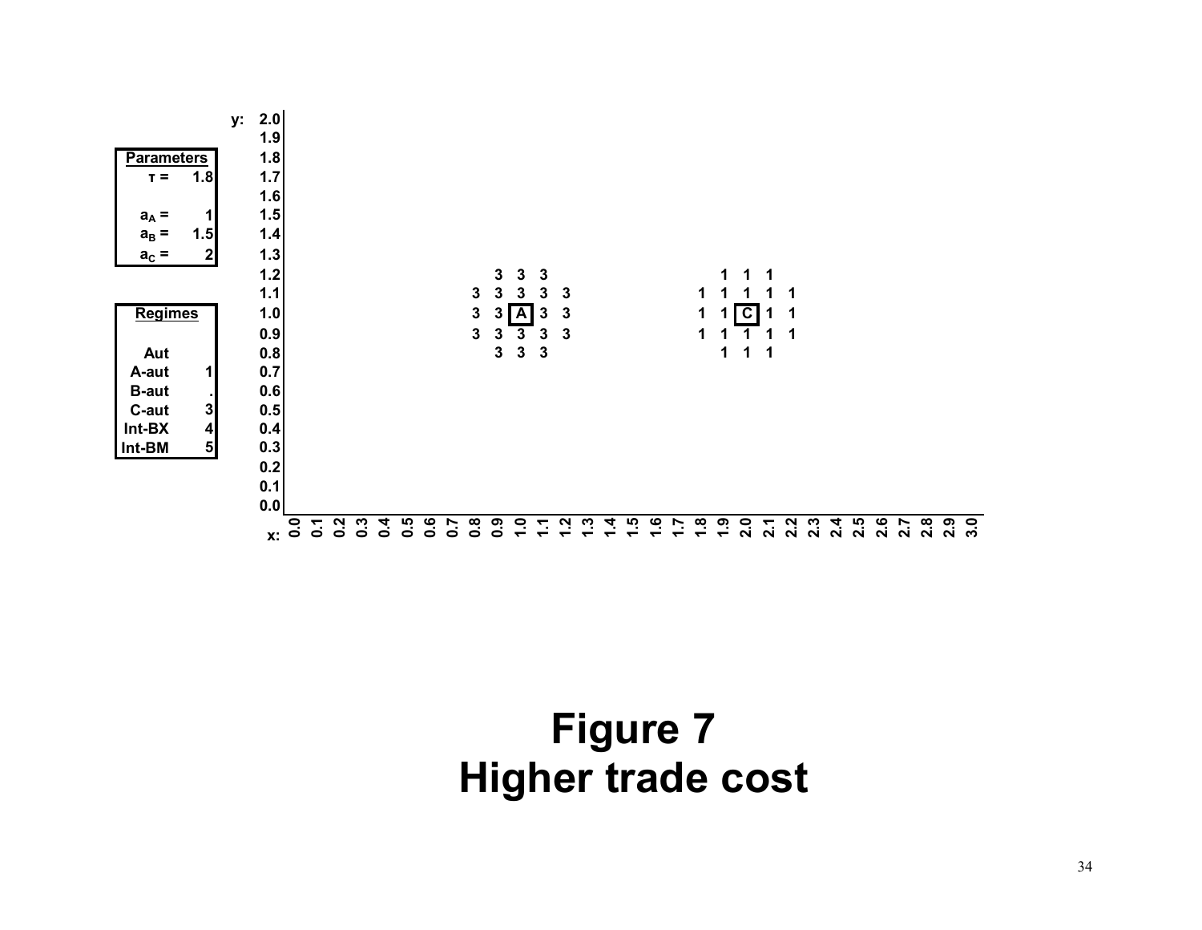**Parameters**

| | |
|---|---|
| τ = | 1.8 |
| $a_A$ = | 1 |
| $a_B$ = | 1.5 |
| $a_C$ = | 2 |

**Regimes**

| | |
|---|---|
| Aut | |
| A-aut | 1 |
| B-aut | . |
| C-aut | 3 |
| Int-BX | 4 |
| Int-BM | 5 |

| y \ x | 0.8 | 0.9 | 1.0 | 1.1 | 1.2 | 1.8 | 1.9 | 2.0 | 2.1 | 2.2 |
|---|---|---|---|---|---|---|---|---|---|---|
| 1.2 | | 3 | 3 | 3 | | | 1 | 1 | 1 | |
| 1.1 | 3 | 3 | 3 | 3 | 3 | 1 | 1 | 1 | 1 | 1 |
| 1.0 | 3 | 3 | A | 3 | 3 | 1 | 1 | C | 1 | 1 |
| 0.9 | 3 | 3 | 3 | 3 | 3 | 1 | 1 | 1 | 1 | 1 |
| 0.8 | | 3 | 3 | 3 | | | 1 | 1 | 1 | |

(y axis: 0.0 to 2.0; x axis: 0.0 to 3.0)

# Figure 7
# Higher trade cost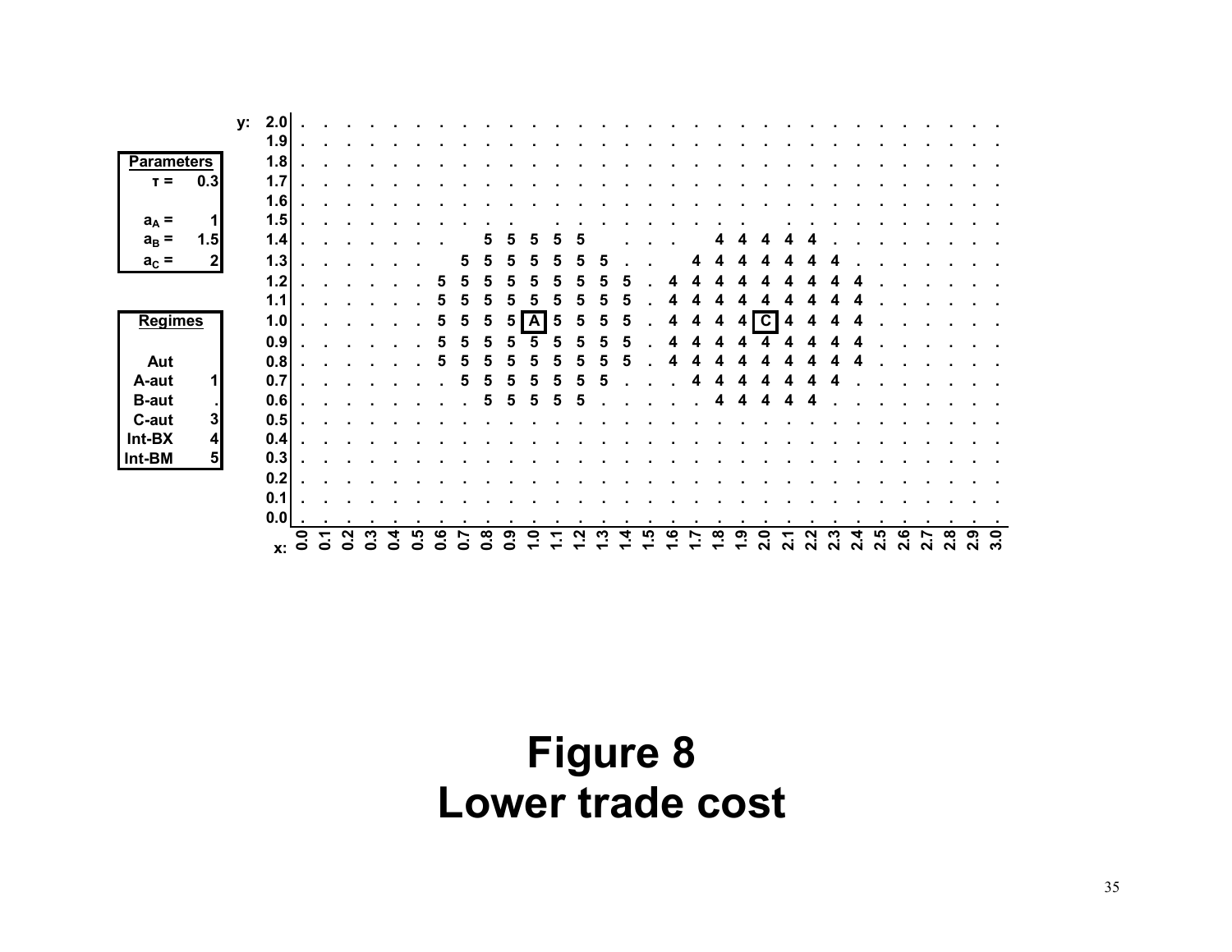| Parameters | |
|---|---|
| $\tau$ = | 0.3 |
| $a_A$ = | 1 |
| $a_B$ = | 1.5 |
| $a_C$ = | 2 |

| Regimes | |
|---|---|
| Aut | |
| A-aut | 1 |
| B-aut | . |
| C-aut | 3 |
| Int-BX | 4 |
| Int-BM | 5 |

| y: | 0.0 | 0.1 | 0.2 | 0.3 | 0.4 | 0.5 | 0.6 | 0.7 | 0.8 | 0.9 | 1.0 | 1.1 | 1.2 | 1.3 | 1.4 | 1.5 | 1.6 | 1.7 | 1.8 | 1.9 | 2.0 | 2.1 | 2.2 | 2.3 | 2.4 | 2.5 | 2.6 | 2.7 | 2.8 | 2.9 | 3.0 |
|---|---|---|---|---|---|---|---|---|---|---|---|---|---|---|---|---|---|---|---|---|---|---|---|---|---|---|---|---|---|---|---|
| 2.0 | . | . | . | . | . | . | . | . | . | . | . | . | . | . | . | . | . | . | . | . | . | . | . | . | . | . | . | . | . | . | . |
| 1.9 | . | . | . | . | . | . | . | . | . | . | . | . | . | . | . | . | . | . | . | . | . | . | . | . | . | . | . | . | . | . | . |
| 1.8 | . | . | . | . | . | . | . | . | . | . | . | . | . | . | . | . | . | . | . | . | . | . | . | . | . | . | . | . | . | . | . |
| 1.7 | . | . | . | . | . | . | . | . | . | . | . | . | . | . | . | . | . | . | . | . | . | . | . | . | . | . | . | . | . | . | . |
| 1.6 | . | . | . | . | . | . | . | . | . | . | . | . | . | . | . | . | . | . | . | . | . | . | . | . | . | . | . | . | . | . | . |
| 1.5 | . | . | . | . | . | . | . | . | . | . | . | . | . | . | . | . | . | . | . | . | . | . | . | . | . | . | . | . | . | . | . |
| 1.4 | . | . | . | . | . | . | . | . | 5 | 5 | 5 | 5 | 5 | . | . | . | . | . | 4 | 4 | 4 | 4 | 4 | . | . | . | . | . | . | . | . |
| 1.3 | . | . | . | . | . | . | . | 5 | 5 | 5 | 5 | 5 | 5 | 5 | . | . | . | 4 | 4 | 4 | 4 | 4 | 4 | 4 | . | . | . | . | . | . | . |
| 1.2 | . | . | . | . | . | . | 5 | 5 | 5 | 5 | 5 | 5 | 5 | 5 | 5 | . | 4 | 4 | 4 | 4 | 4 | 4 | 4 | 4 | 4 | . | . | . | . | . | . |
| 1.1 | . | . | . | . | . | . | 5 | 5 | 5 | 5 | 5 | 5 | 5 | 5 | 5 | . | 4 | 4 | 4 | 4 | 4 | 4 | 4 | 4 | 4 | . | . | . | . | . | . |
| 1.0 | . | . | . | . | . | . | 5 | 5 | 5 | 5 | A | 5 | 5 | 5 | 5 | . | 4 | 4 | 4 | 4 | C | 4 | 4 | 4 | 4 | . | . | . | . | . | . |
| 0.9 | . | . | . | . | . | . | 5 | 5 | 5 | 5 | 5 | 5 | 5 | 5 | 5 | . | 4 | 4 | 4 | 4 | 4 | 4 | 4 | 4 | 4 | . | . | . | . | . | . |
| 0.8 | . | . | . | . | . | . | 5 | 5 | 5 | 5 | 5 | 5 | 5 | 5 | 5 | . | 4 | 4 | 4 | 4 | 4 | 4 | 4 | 4 | 4 | . | . | . | . | . | . |
| 0.7 | . | . | . | . | . | . | . | 5 | 5 | 5 | 5 | 5 | 5 | 5 | . | . | . | 4 | 4 | 4 | 4 | 4 | 4 | 4 | . | . | . | . | . | . | . |
| 0.6 | . | . | . | . | . | . | . | . | 5 | 5 | 5 | 5 | 5 | . | . | . | . | . | 4 | 4 | 4 | 4 | 4 | . | . | . | . | . | . | . | . |
| 0.5 | . | . | . | . | . | . | . | . | . | . | . | . | . | . | . | . | . | . | . | . | . | . | . | . | . | . | . | . | . | . | . |
| 0.4 | . | . | . | . | . | . | . | . | . | . | . | . | . | . | . | . | . | . | . | . | . | . | . | . | . | . | . | . | . | . | . |
| 0.3 | . | . | . | . | . | . | . | . | . | . | . | . | . | . | . | . | . | . | . | . | . | . | . | . | . | . | . | . | . | . | . |
| 0.2 | . | . | . | . | . | . | . | . | . | . | . | . | . | . | . | . | . | . | . | . | . | . | . | . | . | . | . | . | . | . | . |
| 0.1 | . | . | . | . | . | . | . | . | . | . | . | . | . | . | . | . | . | . | . | . | . | . | . | . | . | . | . | . | . | . | . |
| 0.0 | . | . | . | . | . | . | . | . | . | . | . | . | . | . | . | . | . | . | . | . | . | . | . | . | . | . | . | . | . | . | . |
| x: | 0.0 | 0.1 | 0.2 | 0.3 | 0.4 | 0.5 | 0.6 | 0.7 | 0.8 | 0.9 | 1.0 | 1.1 | 1.2 | 1.3 | 1.4 | 1.5 | 1.6 | 1.7 | 1.8 | 1.9 | 2.0 | 2.1 | 2.2 | 2.3 | 2.4 | 2.5 | 2.6 | 2.7 | 2.8 | 2.9 | 3.0 |

# Figure 8
# Lower trade cost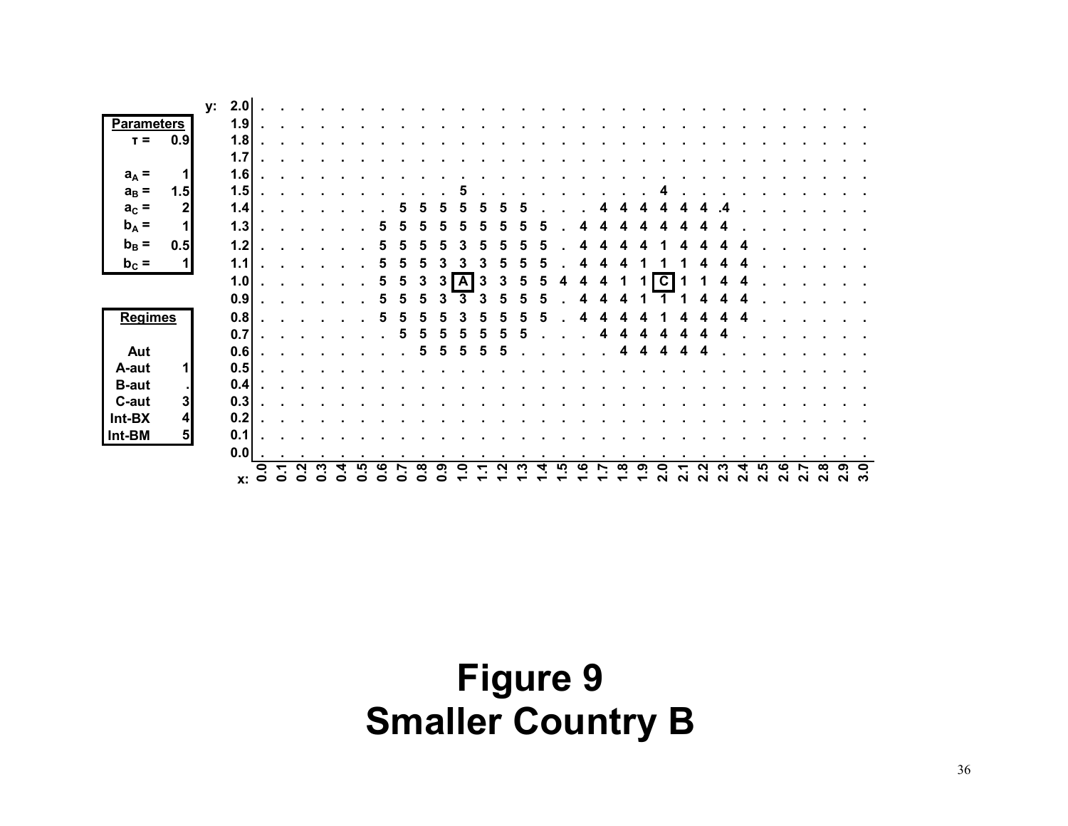| Parameters | |
|---|---|
| $\tau$ = | 0.9 |
| | |
| $a_A$ = | 1 |
| $a_B$ = | 1.5 |
| $a_C$ = | 2 |
| $b_A$ = | 1 |
| $b_B$ = | 0.5 |
| $b_C$ = | 1 |

| Regimes | |
|---|---|
| Aut | |
| A-aut | 1 |
| B-aut | . |
| C-aut | 3 |
| Int-BX | 4 |
| Int-BM | 5 |

| y: | 0.0 | 0.1 | 0.2 | 0.3 | 0.4 | 0.5 | 0.6 | 0.7 | 0.8 | 0.9 | 1.0 | 1.1 | 1.2 | 1.3 | 1.4 | 1.5 | 1.6 | 1.7 | 1.8 | 1.9 | 2.0 | 2.1 | 2.2 | 2.3 | 2.4 | 2.5 | 2.6 | 2.7 | 2.8 | 2.9 | 3.0 |
|---|---|---|---|---|---|---|---|---|---|---|---|---|---|---|---|---|---|---|---|---|---|---|---|---|---|---|---|---|---|---|---|
| 2.0 | . | . | . | . | . | . | . | . | . | . | . | . | . | . | . | . | . | . | . | . | . | . | . | . | . | . | . | . | . | . | . |
| 1.9 | . | . | . | . | . | . | . | . | . | . | . | . | . | . | . | . | . | . | . | . | . | . | . | . | . | . | . | . | . | . | . |
| 1.8 | . | . | . | . | . | . | . | . | . | . | . | . | . | . | . | . | . | . | . | . | . | . | . | . | . | . | . | . | . | . | . |
| 1.7 | . | . | . | . | . | . | . | . | . | . | . | . | . | . | . | . | . | . | . | . | . | . | . | . | . | . | . | . | . | . | . |
| 1.6 | . | . | . | . | . | . | . | . | . | . | . | . | . | . | . | . | . | . | . | . | . | . | . | . | . | . | . | . | . | . | . |
| 1.5 | . | . | . | . | . | . | . | . | . | . | 5 | . | . | . | . | . | . | . | . | . | 4 | . | . | . | . | . | . | . | . | . | . |
| 1.4 | . | . | . | . | . | . | . | 5 | 5 | 5 | 5 | 5 | 5 | 5 | . | . | . | 4 | 4 | 4 | 4 | 4 | 4 | .4 | . | . | . | . | . | . | . |
| 1.3 | . | . | . | . | . | . | 5 | 5 | 5 | 5 | 5 | 5 | 5 | 5 | 5 | . | 4 | 4 | 4 | 4 | 4 | 4 | 4 | 4 | . | . | . | . | . | . | . |
| 1.2 | . | . | . | . | . | . | 5 | 5 | 5 | 5 | 3 | 5 | 5 | 5 | 5 | . | 4 | 4 | 4 | 4 | 1 | 4 | 4 | 4 | 4 | . | . | . | . | . | . |
| 1.1 | . | . | . | . | . | . | 5 | 5 | 5 | 3 | 3 | 3 | 5 | 5 | 5 | . | 4 | 4 | 4 | 1 | 1 | 1 | 4 | 4 | 4 | . | . | . | . | . | . |
| 1.0 | . | . | . | . | . | . | 5 | 5 | 3 | 3 | A | 3 | 3 | 5 | 5 | 4 | 4 | 4 | 1 | 1 | C | 1 | 1 | 4 | 4 | . | . | . | . | . | . |
| 0.9 | . | . | . | . | . | . | 5 | 5 | 5 | 3 | 3 | 3 | 5 | 5 | 5 | . | 4 | 4 | 4 | 1 | 1 | 1 | 4 | 4 | 4 | . | . | . | . | . | . |
| 0.8 | . | . | . | . | . | . | 5 | 5 | 5 | 5 | 3 | 5 | 5 | 5 | 5 | . | 4 | 4 | 4 | 4 | 1 | 4 | 4 | 4 | 4 | . | . | . | . | . | . |
| 0.7 | . | . | . | . | . | . | . | 5 | 5 | 5 | 5 | 5 | 5 | 5 | . | . | . | 4 | 4 | 4 | 4 | 4 | 4 | 4 | . | . | . | . | . | . | . |
| 0.6 | . | . | . | . | . | . | . | . | 5 | 5 | 5 | 5 | 5 | . | . | . | . | . | 4 | 4 | 4 | 4 | 4 | . | . | . | . | . | . | . | . |
| 0.5 | . | . | . | . | . | . | . | . | . | . | . | . | . | . | . | . | . | . | . | . | . | . | . | . | . | . | . | . | . | . | . |
| 0.4 | . | . | . | . | . | . | . | . | . | . | . | . | . | . | . | . | . | . | . | . | . | . | . | . | . | . | . | . | . | . | . |
| 0.3 | . | . | . | . | . | . | . | . | . | . | . | . | . | . | . | . | . | . | . | . | . | . | . | . | . | . | . | . | . | . | . |
| 0.2 | . | . | . | . | . | . | . | . | . | . | . | . | . | . | . | . | . | . | . | . | . | . | . | . | . | . | . | . | . | . | . |
| 0.1 | . | . | . | . | . | . | . | . | . | . | . | . | . | . | . | . | . | . | . | . | . | . | . | . | . | . | . | . | . | . | . |
| 0.0 | . | . | . | . | . | . | . | . | . | . | . | . | . | . | . | . | . | . | . | . | . | . | . | . | . | . | . | . | . | . | . |
| x: | 0.0 | 0.1 | 0.2 | 0.3 | 0.4 | 0.5 | 0.6 | 0.7 | 0.8 | 0.9 | 1.0 | 1.1 | 1.2 | 1.3 | 1.4 | 1.5 | 1.6 | 1.7 | 1.8 | 1.9 | 2.0 | 2.1 | 2.2 | 2.3 | 2.4 | 2.5 | 2.6 | 2.7 | 2.8 | 2.9 | 3.0 |

# Figure 9
# Smaller Country B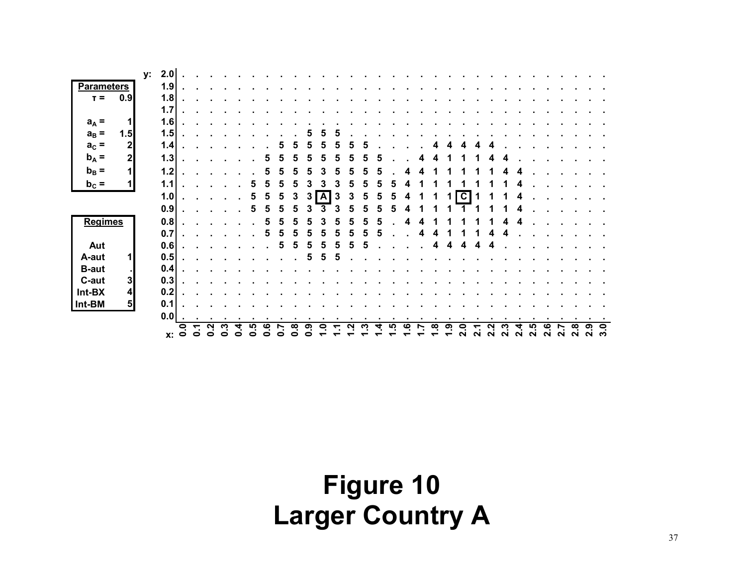| Parameters | |
|---|---|
| $\tau$ = | 0.9 |
| $a_A$ = | 1 |
| $a_B$ = | 1.5 |
| $a_C$ = | 2 |
| $b_A$ = | 2 |
| $b_B$ = | 1 |
| $b_C$ = | 1 |

| Regimes | |
|---|---|
| Aut | |
| A-aut | 1 |
| B-aut | . |
| C-aut | 3 |
| Int-BX | 4 |
| Int-BM | 5 |

| y \ x | 0.0 | 0.1 | 0.2 | 0.3 | 0.4 | 0.5 | 0.6 | 0.7 | 0.8 | 0.9 | 1.0 | 1.1 | 1.2 | 1.3 | 1.4 | 1.5 | 1.6 | 1.7 | 1.8 | 1.9 | 2.0 | 2.1 | 2.2 | 2.3 | 2.4 | 2.5 | 2.6 | 2.7 | 2.8 | 2.9 | 3.0 |
|---|---|---|---|---|---|---|---|---|---|---|---|---|---|---|---|---|---|---|---|---|---|---|---|---|---|---|---|---|---|---|---|
| 2.0 | . | . | . | . | . | . | . | . | . | . | . | . | . | . | . | . | . | . | . | . | . | . | . | . | . | . | . | . | . | . | . |
| 1.9 | . | . | . | . | . | . | . | . | . | . | . | . | . | . | . | . | . | . | . | . | . | . | . | . | . | . | . | . | . | . | . |
| 1.8 | . | . | . | . | . | . | . | . | . | . | . | . | . | . | . | . | . | . | . | . | . | . | . | . | . | . | . | . | . | . | . |
| 1.7 | . | . | . | . | . | . | . | . | . | . | . | . | . | . | . | . | . | . | . | . | . | . | . | . | . | . | . | . | . | . | . |
| 1.6 | . | . | . | . | . | . | . | . | . | . | . | . | . | . | . | . | . | . | . | . | . | . | . | . | . | . | . | . | . | . | . |
| 1.5 | . | . | . | . | . | . | . | . | . | 5 | 5 | 5 | . | . | . | . | . | . | . | . | . | . | . | . | . | . | . | . | . | . | . |
| 1.4 | . | . | . | . | . | . | . | 5 | 5 | 5 | 5 | 5 | 5 | 5 | . | . | . | . | 4 | 4 | 4 | 4 | 4 | . | . | . | . | . | . | . | . |
| 1.3 | . | . | . | . | . | . | 5 | 5 | 5 | 5 | 5 | 5 | 5 | 5 | 5 | . | . | 4 | 4 | 1 | 1 | 1 | 4 | 4 | . | . | . | . | . | . | . |
| 1.2 | . | . | . | . | . | . | 5 | 5 | 5 | 5 | 3 | 5 | 5 | 5 | 5 | . | 4 | 4 | 1 | 1 | 1 | 1 | 1 | 4 | 4 | . | . | . | . | . | . |
| 1.1 | . | . | . | . | . | 5 | 5 | 5 | 5 | 3 | 3 | 3 | 5 | 5 | 5 | 5 | 4 | 1 | 1 | 1 | 1 | 1 | 1 | 1 | 4 | . | . | . | . | . | . |
| 1.0 | . | . | . | . | . | 5 | 5 | 5 | 3 | 3 | A | 3 | 3 | 5 | 5 | 5 | 4 | 1 | 1 | 1 | C | 1 | 1 | 1 | 4 | . | . | . | . | . | . |
| 0.9 | . | . | . | . | . | 5 | 5 | 5 | 5 | 3 | 3 | 3 | 5 | 5 | 5 | 5 | 4 | 1 | 1 | 1 | 1 | 1 | 1 | 1 | 4 | . | . | . | . | . | . |
| 0.8 | . | . | . | . | . | . | 5 | 5 | 5 | 5 | 3 | 5 | 5 | 5 | 5 | . | 4 | 4 | 1 | 1 | 1 | 1 | 1 | 4 | 4 | . | . | . | . | . | . |
| 0.7 | . | . | . | . | . | . | 5 | 5 | 5 | 5 | 5 | 5 | 5 | 5 | 5 | . | . | 4 | 4 | 1 | 1 | 1 | 4 | 4 | . | . | . | . | . | . | . |
| 0.6 | . | . | . | . | . | . | . | 5 | 5 | 5 | 5 | 5 | 5 | 5 | . | . | . | . | 4 | 4 | 4 | 4 | 4 | . | . | . | . | . | . | . | . |
| 0.5 | . | . | . | . | . | . | . | . | . | 5 | 5 | 5 | . | . | . | . | . | . | . | . | . | . | . | . | . | . | . | . | . | . | . |
| 0.4 | . | . | . | . | . | . | . | . | . | . | . | . | . | . | . | . | . | . | . | . | . | . | . | . | . | . | . | . | . | . | . |
| 0.3 | . | . | . | . | . | . | . | . | . | . | . | . | . | . | . | . | . | . | . | . | . | . | . | . | . | . | . | . | . | . | . |
| 0.2 | . | . | . | . | . | . | . | . | . | . | . | . | . | . | . | . | . | . | . | . | . | . | . | . | . | . | . | . | . | . | . |
| 0.1 | . | . | . | . | . | . | . | . | . | . | . | . | . | . | . | . | . | . | . | . | . | . | . | . | . | . | . | . | . | . | . |
| 0.0 | . | . | . | . | . | . | . | . | . | . | . | . | . | . | . | . | . | . | . | . | . | . | . | . | . | . | . | . | . | . | . |

# Figure 10
# Larger Country A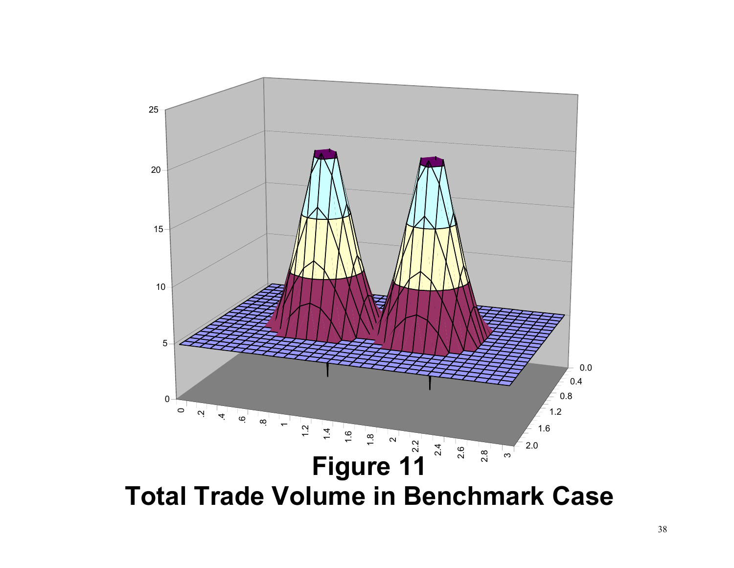# Figure 11
# Total Trade Volume in Benchmark Case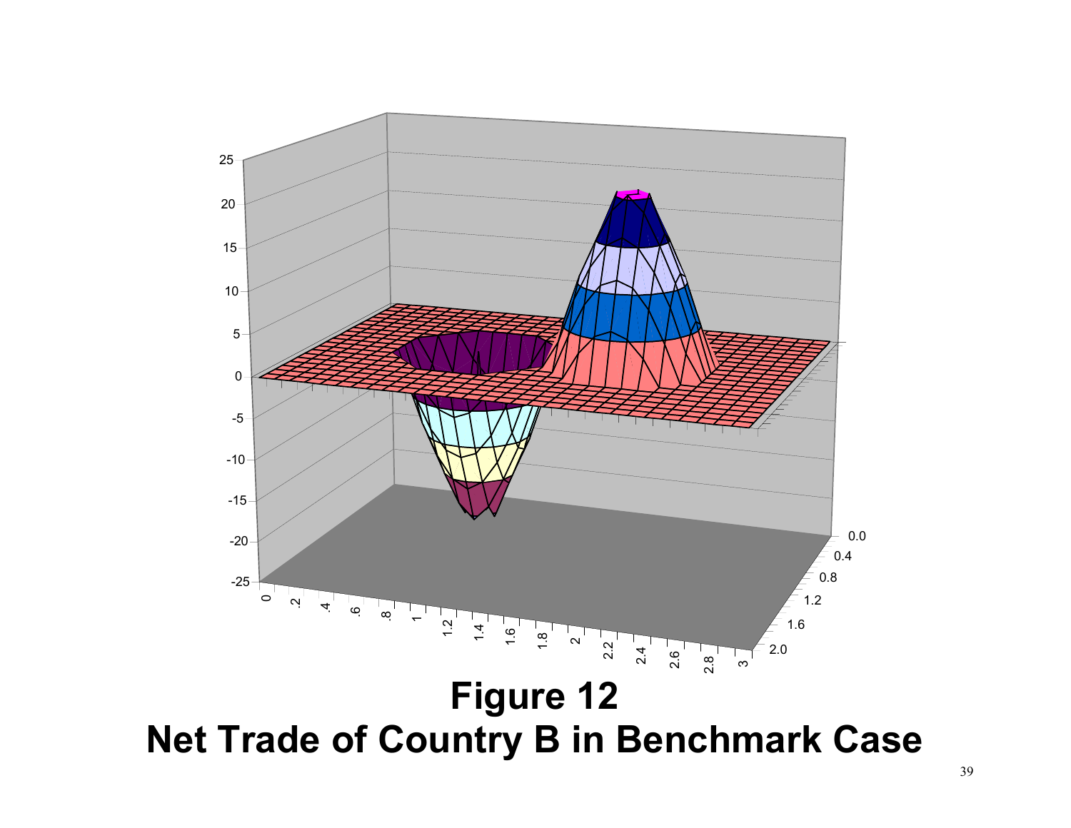**Figure 12**
**Net Trade of Country B in Benchmark Case**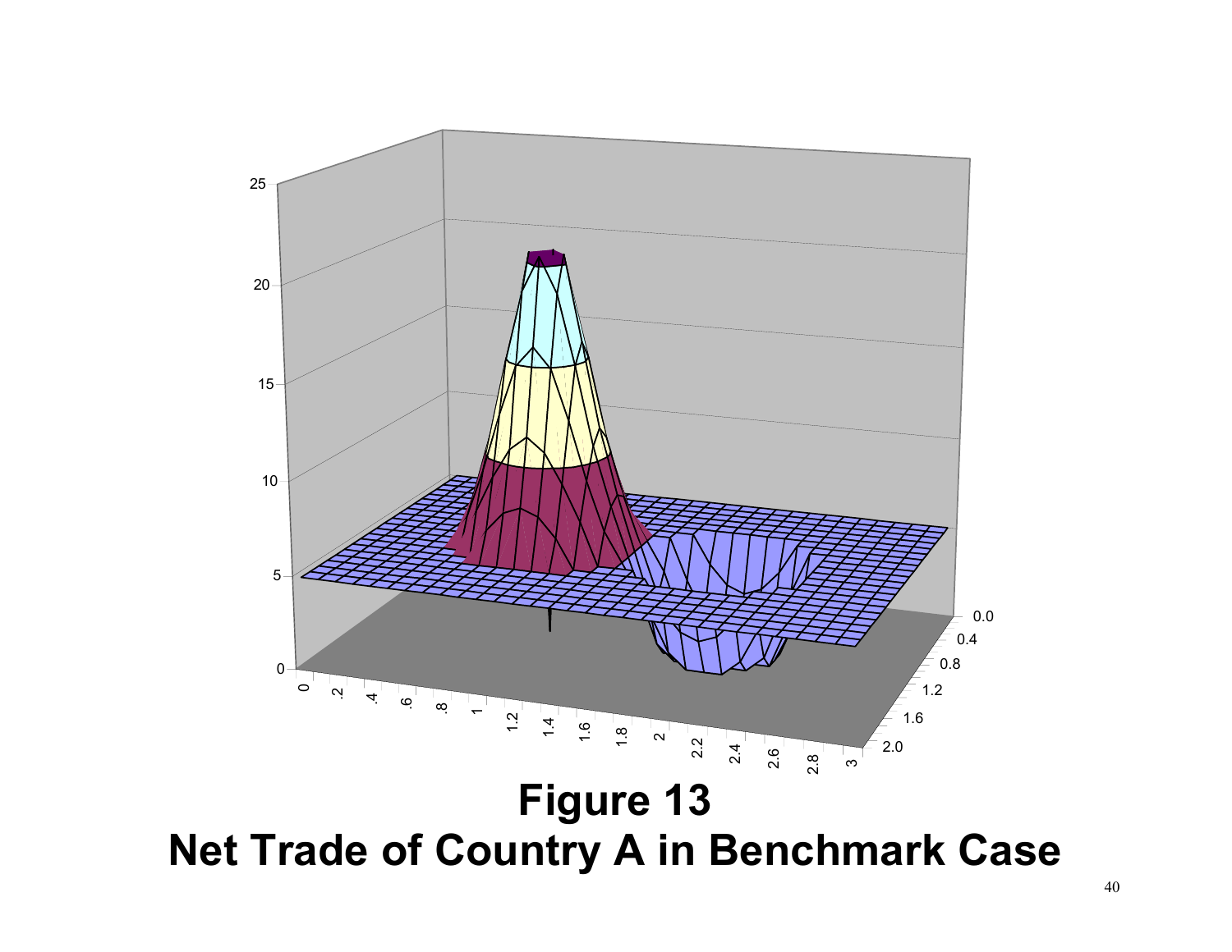**Figure 13**
**Net Trade of Country A in Benchmark Case**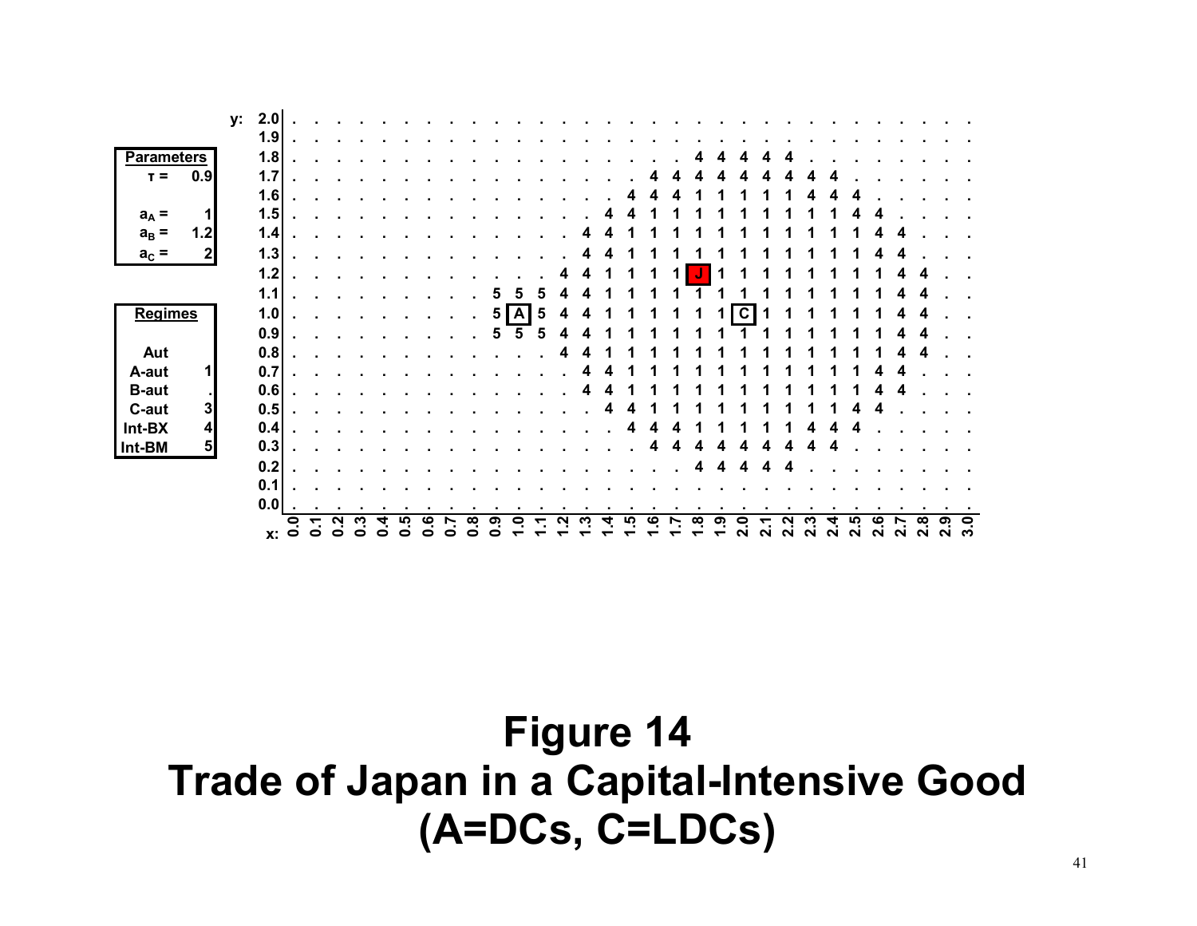| Parameters | |
|---|---|
| $\tau =$ | 0.9 |
| $a_A =$ | 1 |
| $a_B =$ | 1.2 |
| $a_C =$ | 2 |

| Regimes | |
|---|---|
| Aut | |
| A-aut | 1 |
| B-aut | . |
| C-aut | 3 |
| Int-BX | 4 |
| Int-BM | 5 |

| y \ x | 0.0 | 0.1 | 0.2 | 0.3 | 0.4 | 0.5 | 0.6 | 0.7 | 0.8 | 0.9 | 1.0 | 1.1 | 1.2 | 1.3 | 1.4 | 1.5 | 1.6 | 1.7 | 1.8 | 1.9 | 2.0 | 2.1 | 2.2 | 2.3 | 2.4 | 2.5 | 2.6 | 2.7 | 2.8 | 2.9 | 3.0 |
|---|---|---|---|---|---|---|---|---|---|---|---|---|---|---|---|---|---|---|---|---|---|---|---|---|---|---|---|---|---|---|---|
| 2.0 | . | . | . | . | . | . | . | . | . | . | . | . | . | . | . | . | . | . | . | . | . | . | . | . | . | . | . | . | . | . | . |
| 1.9 | . | . | . | . | . | . | . | . | . | . | . | . | . | . | . | . | . | . | . | . | . | . | . | . | . | . | . | . | . | . | . |
| 1.8 | . | . | . | . | . | . | . | . | . | . | . | . | . | . | . | . | . | . | 4 | 4 | 4 | 4 | 4 | . | . | . | . | . | . | . | . |
| 1.7 | . | . | . | . | . | . | . | . | . | . | . | . | . | . | . | . | 4 | 4 | 4 | 4 | 4 | 4 | 4 | 4 | 4 | . | . | . | . | . | . |
| 1.6 | . | . | . | . | . | . | . | . | . | . | . | . | . | . | . | 4 | 4 | 4 | 1 | 1 | 1 | 1 | 1 | 4 | 4 | 4 | . | . | . | . | . |
| 1.5 | . | . | . | . | . | . | . | . | . | . | . | . | . | . | 4 | 4 | 1 | 1 | 1 | 1 | 1 | 1 | 1 | 1 | 1 | 4 | 4 | . | . | . | . |
| 1.4 | . | . | . | . | . | . | . | . | . | . | . | . | . | 4 | 4 | 1 | 1 | 1 | 1 | 1 | 1 | 1 | 1 | 1 | 1 | 1 | 4 | 4 | . | . | . |
| 1.3 | . | . | . | . | . | . | . | . | . | . | . | . | . | 4 | 4 | 1 | 1 | 1 | 1 | 1 | 1 | 1 | 1 | 1 | 1 | 1 | 4 | 4 | . | . | . |
| 1.2 | . | . | . | . | . | . | . | . | . | . | . | . | 4 | 4 | 1 | 1 | 1 | 1 | J | 1 | 1 | 1 | 1 | 1 | 1 | 1 | 1 | 4 | 4 | . | . |
| 1.1 | . | . | . | . | . | . | . | . | . | 5 | 5 | 5 | 4 | 4 | 1 | 1 | 1 | 1 | 1 | 1 | 1 | 1 | 1 | 1 | 1 | 1 | 1 | 4 | 4 | . | . |
| 1.0 | . | . | . | . | . | . | . | . | . | 5 | A | 5 | 4 | 4 | 1 | 1 | 1 | 1 | 1 | 1 | C | 1 | 1 | 1 | 1 | 1 | 1 | 4 | 4 | . | . |
| 0.9 | . | . | . | . | . | . | . | . | . | 5 | 5 | 5 | 4 | 4 | 1 | 1 | 1 | 1 | 1 | 1 | 1 | 1 | 1 | 1 | 1 | 1 | 1 | 4 | 4 | . | . |
| 0.8 | . | . | . | . | . | . | . | . | . | . | . | . | 4 | 4 | 1 | 1 | 1 | 1 | 1 | 1 | 1 | 1 | 1 | 1 | 1 | 1 | 1 | 4 | 4 | . | . |
| 0.7 | . | . | . | . | . | . | . | . | . | . | . | . | . | 4 | 4 | 1 | 1 | 1 | 1 | 1 | 1 | 1 | 1 | 1 | 1 | 1 | 4 | 4 | . | . | . |
| 0.6 | . | . | . | . | . | . | . | . | . | . | . | . | . | 4 | 4 | 1 | 1 | 1 | 1 | 1 | 1 | 1 | 1 | 1 | 1 | 1 | 4 | 4 | . | . | . |
| 0.5 | . | . | . | . | . | . | . | . | . | . | . | . | . | . | 4 | 4 | 1 | 1 | 1 | 1 | 1 | 1 | 1 | 1 | 1 | 4 | 4 | . | . | . | . |
| 0.4 | . | . | . | . | . | . | . | . | . | . | . | . | . | . | . | 4 | 4 | 4 | 1 | 1 | 1 | 1 | 1 | 4 | 4 | 4 | . | . | . | . | . |
| 0.3 | . | . | . | . | . | . | . | . | . | . | . | . | . | . | . | . | 4 | 4 | 4 | 4 | 4 | 4 | 4 | 4 | 4 | . | . | . | . | . | . |
| 0.2 | . | . | . | . | . | . | . | . | . | . | . | . | . | . | . | . | . | . | 4 | 4 | 4 | 4 | 4 | . | . | . | . | . | . | . | . |
| 0.1 | . | . | . | . | . | . | . | . | . | . | . | . | . | . | . | . | . | . | . | . | . | . | . | . | . | . | . | . | . | . | . |
| 0.0 | . | . | . | . | . | . | . | . | . | . | . | . | . | . | . | . | . | . | . | . | . | . | . | . | . | . | . | . | . | . | . |

# Figure 14
# Trade of Japan in a Capital-Intensive Good
# (A=DCs, C=LDCs)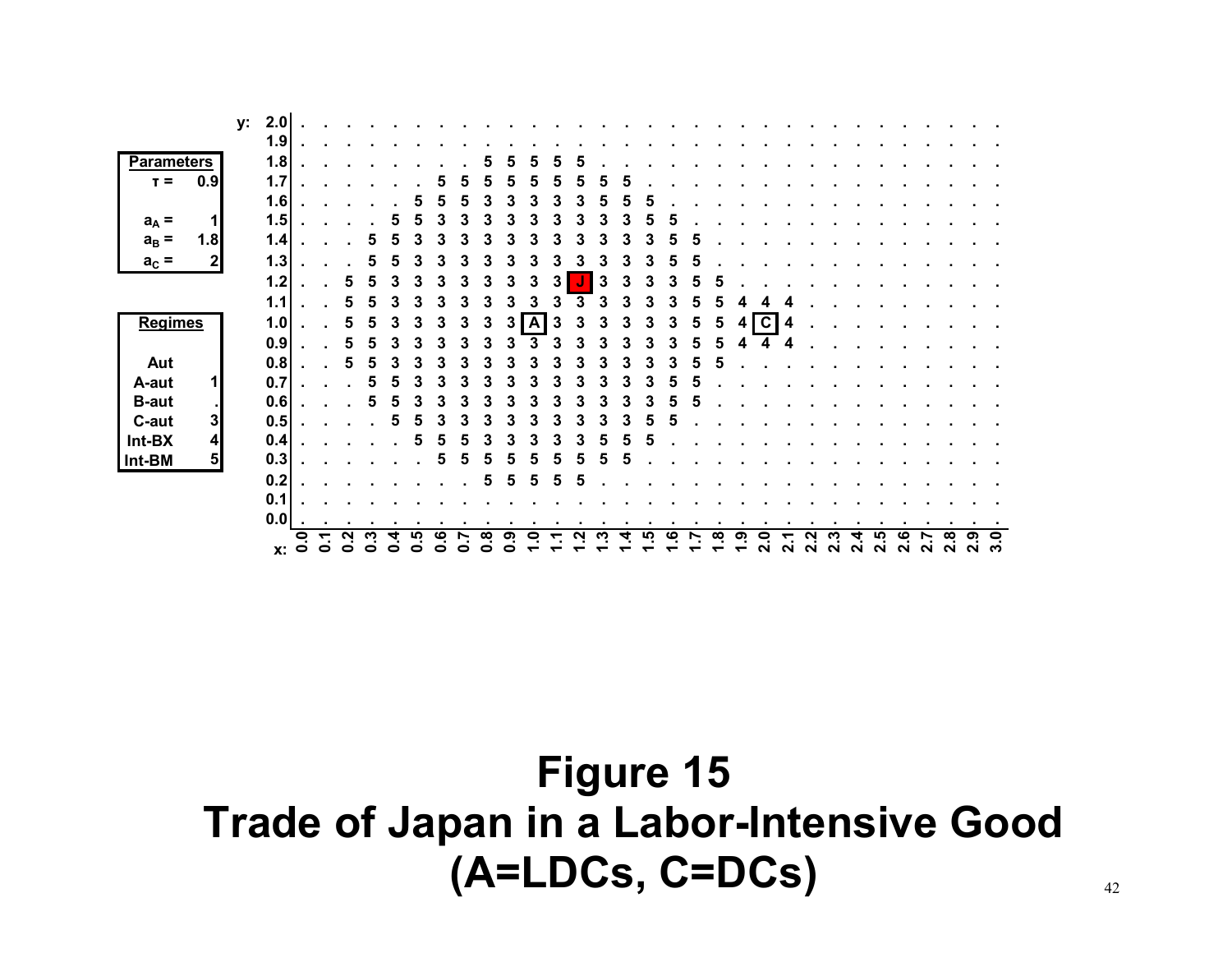Parameters

$\tau =$ 0.9

$a_A =$ 1

$a_B =$ 1.8

$a_C =$ 2

Regimes

Aut

A-aut 1

B-aut .

C-aut 3

Int-BX 4

Int-BM 5

y: 2.0 1.9 1.8 1.7 1.6 1.5 1.4 1.3 1.2 1.1 1.0 0.9 0.8 0.7 0.6 0.5 0.4 0.3 0.2 0.1 0.0

x: 0.0 0.1 0.2 0.3 0.4 0.5 0.6 0.7 0.8 0.9 1.0 1.1 1.2 1.3 1.4 1.5 1.6 1.7 1.8 1.9 2.0 2.1 2.2 2.3 2.4 2.5 2.6 2.7 2.8 2.9 3.0

A

J

C

# Figure 15
# Trade of Japan in a Labor-Intensive Good (A=LDCs, C=DCs)